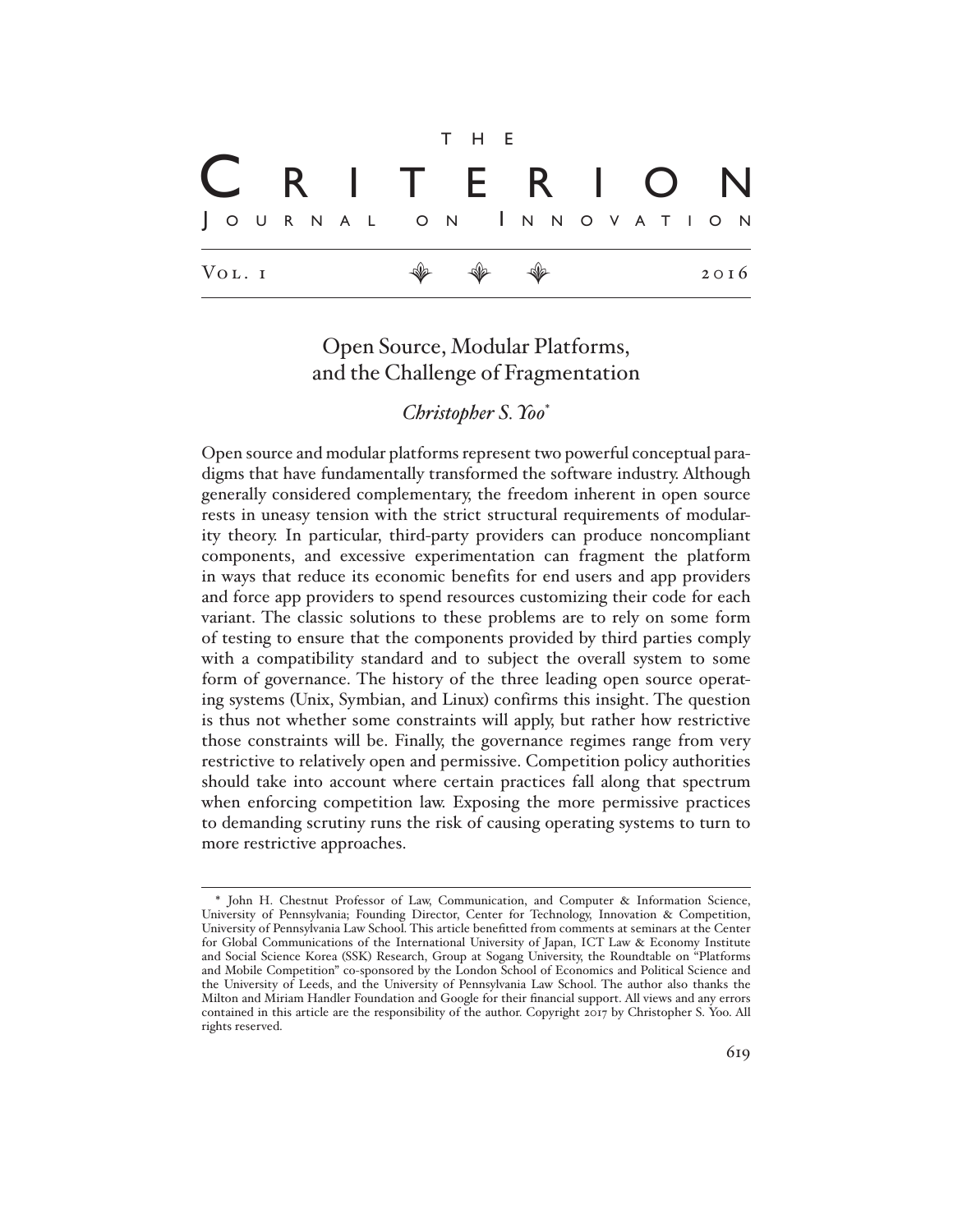# The Criterion Journal on Innovation

Vol. 1 2016

## Open Source, Modular Platforms, and the Challenge of Fragmentation

*Christopher S. Yoo*\*

Open source and modular platforms represent two powerful conceptual paradigms that have fundamentally transformed the software industry. Although generally considered complementary, the freedom inherent in open source rests in uneasy tension with the strict structural requirements of modularity theory. In particular, third-party providers can produce noncompliant components, and excessive experimentation can fragment the platform in ways that reduce its economic benefits for end users and app providers and force app providers to spend resources customizing their code for each variant. The classic solutions to these problems are to rely on some form of testing to ensure that the components provided by third parties comply with a compatibility standard and to subject the overall system to some form of governance. The history of the three leading open source operating systems (Unix, Symbian, and Linux) confirms this insight. The question is thus not whether some constraints will apply, but rather how restrictive those constraints will be. Finally, the governance regimes range from very restrictive to relatively open and permissive. Competition policy authorities should take into account where certain practices fall along that spectrum when enforcing competition law. Exposing the more permissive practices to demanding scrutiny runs the risk of causing operating systems to turn to more restrictive approaches.

---

\* John H. Chestnut Professor of Law, Communication, and Computer & Information Science, University of Pennsylvania; Founding Director, Center for Technology, Innovation & Competition, University of Pennsylvania Law School. This article benefitted from comments at seminars at the Center for Global Communications of the International University of Japan, ICT Law & Economy Institute and Social Science Korea (SSK) Research, Group at Sogang University, the Roundtable on "Platforms and Mobile Competition" co-sponsored by the London School of Economics and Political Science and the University of Leeds, and the University of Pennsylvania Law School. The author also thanks the Milton and Miriam Handler Foundation and Google for their financial support. All views and any errors contained in this article are the responsibility of the author. Copyright 2017 by Christopher S. Yoo. All rights reserved.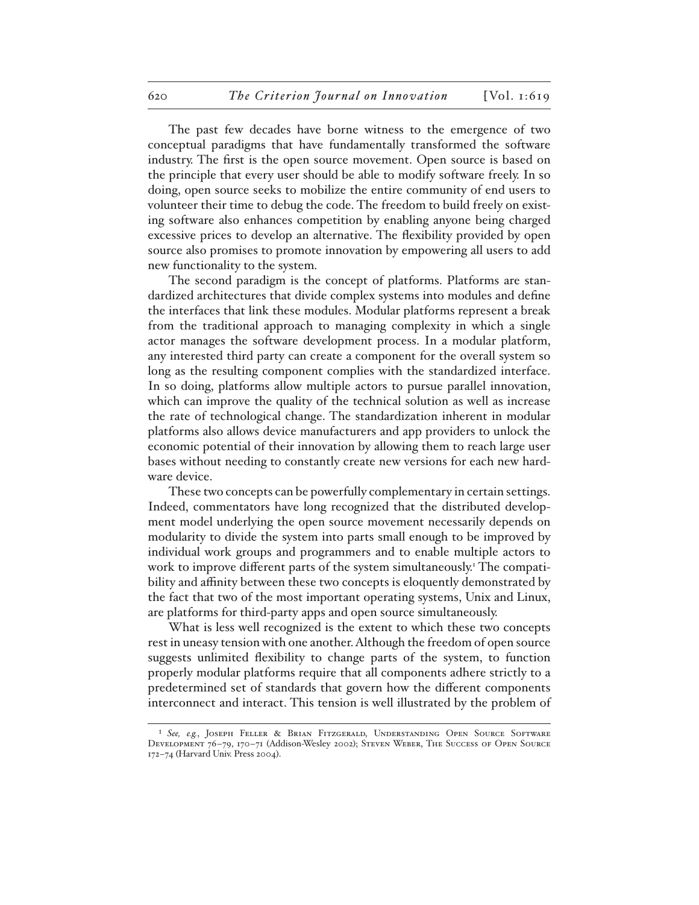The past few decades have borne witness to the emergence of two conceptual paradigms that have fundamentally transformed the software industry. The first is the open source movement. Open source is based on the principle that every user should be able to modify software freely. In so doing, open source seeks to mobilize the entire community of end users to volunteer their time to debug the code. The freedom to build freely on existing software also enhances competition by enabling anyone being charged excessive prices to develop an alternative. The flexibility provided by open source also promises to promote innovation by empowering all users to add new functionality to the system.

The second paradigm is the concept of platforms. Platforms are standardized architectures that divide complex systems into modules and define the interfaces that link these modules. Modular platforms represent a break from the traditional approach to managing complexity in which a single actor manages the software development process. In a modular platform, any interested third party can create a component for the overall system so long as the resulting component complies with the standardized interface. In so doing, platforms allow multiple actors to pursue parallel innovation, which can improve the quality of the technical solution as well as increase the rate of technological change. The standardization inherent in modular platforms also allows device manufacturers and app providers to unlock the economic potential of their innovation by allowing them to reach large user bases without needing to constantly create new versions for each new hardware device.

These two concepts can be powerfully complementary in certain settings. Indeed, commentators have long recognized that the distributed development model underlying the open source movement necessarily depends on modularity to divide the system into parts small enough to be improved by individual work groups and programmers and to enable multiple actors to work to improve different parts of the system simultaneously.[1] The compatibility and affinity between these two concepts is eloquently demonstrated by the fact that two of the most important operating systems, Unix and Linux, are platforms for third-party apps and open source simultaneously.

What is less well recognized is the extent to which these two concepts rest in uneasy tension with one another. Although the freedom of open source suggests unlimited flexibility to change parts of the system, to function properly modular platforms require that all components adhere strictly to a predetermined set of standards that govern how the different components interconnect and interact. This tension is well illustrated by the problem of

---

[1] *See, e.g.*, Joseph Feller & Brian Fitzgerald, Understanding Open Source Software Development 76–79, 170–71 (Addison-Wesley 2002); Steven Weber, The Success of Open Source 172–74 (Harvard Univ. Press 2004).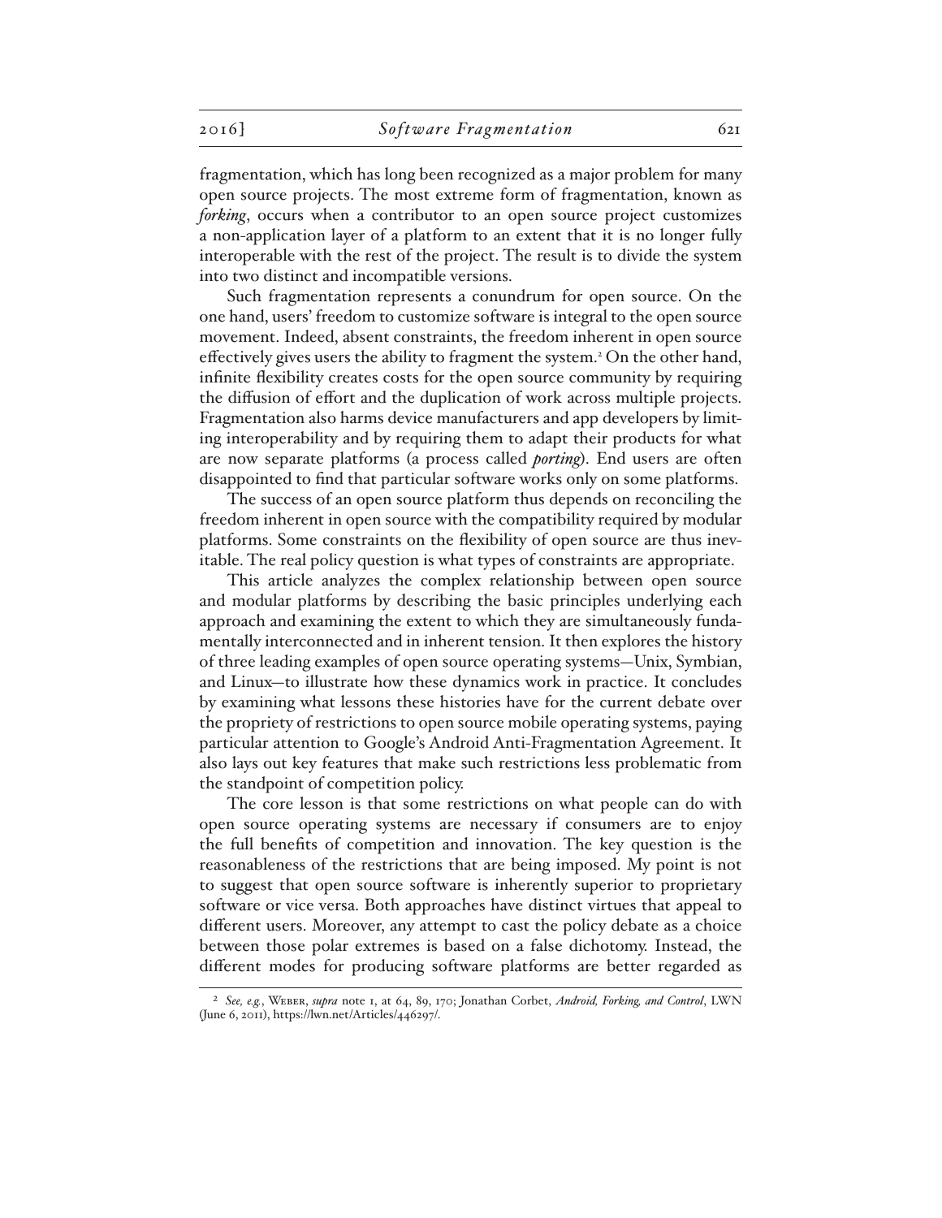fragmentation, which has long been recognized as a major problem for many open source projects. The most extreme form of fragmentation, known as *forking*, occurs when a contributor to an open source project customizes a non-application layer of a platform to an extent that it is no longer fully interoperable with the rest of the project. The result is to divide the system into two distinct and incompatible versions.

Such fragmentation represents a conundrum for open source. On the one hand, users' freedom to customize software is integral to the open source movement. Indeed, absent constraints, the freedom inherent in open source effectively gives users the ability to fragment the system.[2] On the other hand, infinite flexibility creates costs for the open source community by requiring the diffusion of effort and the duplication of work across multiple projects. Fragmentation also harms device manufacturers and app developers by limiting interoperability and by requiring them to adapt their products for what are now separate platforms (a process called *porting*). End users are often disappointed to find that particular software works only on some platforms.

The success of an open source platform thus depends on reconciling the freedom inherent in open source with the compatibility required by modular platforms. Some constraints on the flexibility of open source are thus inevitable. The real policy question is what types of constraints are appropriate.

This article analyzes the complex relationship between open source and modular platforms by describing the basic principles underlying each approach and examining the extent to which they are simultaneously fundamentally interconnected and in inherent tension. It then explores the history of three leading examples of open source operating systems—Unix, Symbian, and Linux—to illustrate how these dynamics work in practice. It concludes by examining what lessons these histories have for the current debate over the propriety of restrictions to open source mobile operating systems, paying particular attention to Google's Android Anti-Fragmentation Agreement. It also lays out key features that make such restrictions less problematic from the standpoint of competition policy.

The core lesson is that some restrictions on what people can do with open source operating systems are necessary if consumers are to enjoy the full benefits of competition and innovation. The key question is the reasonableness of the restrictions that are being imposed. My point is not to suggest that open source software is inherently superior to proprietary software or vice versa. Both approaches have distinct virtues that appeal to different users. Moreover, any attempt to cast the policy debate as a choice between those polar extremes is based on a false dichotomy. Instead, the different modes for producing software platforms are better regarded as

[2] *See, e.g.*, Weber, *supra* note 1, at 64, 89, 170; Jonathan Corbet, *Android, Forking, and Control*, LWN (June 6, 2011), https://lwn.net/Articles/446297/.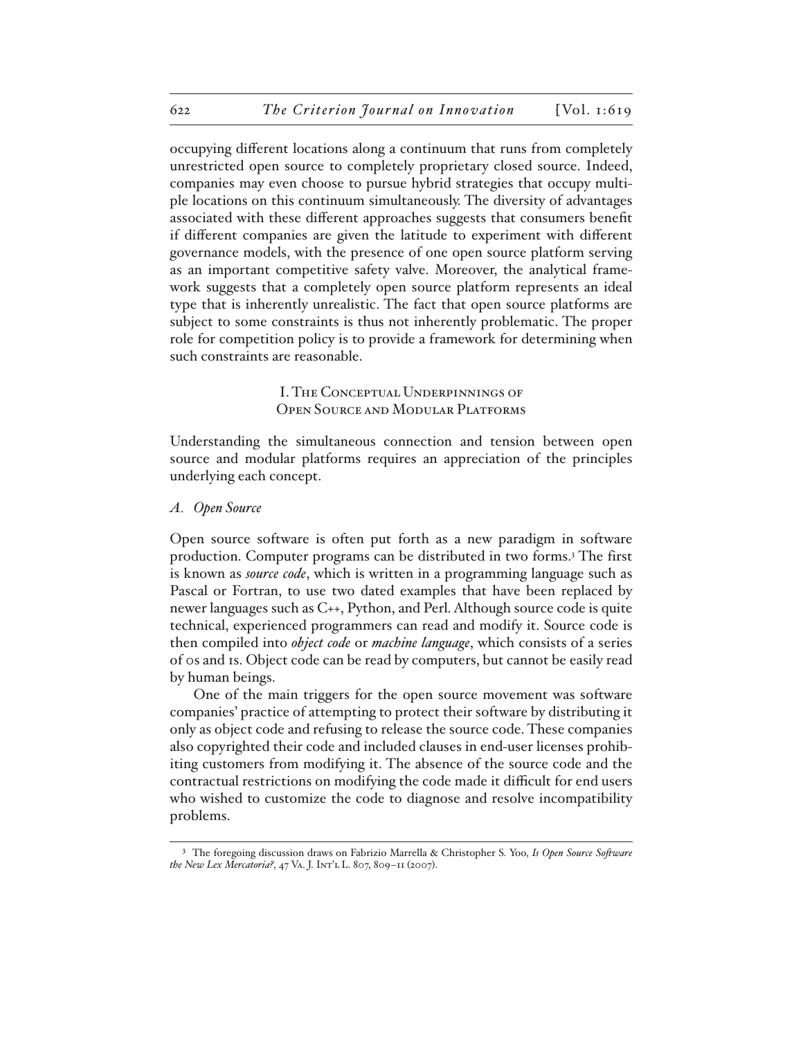occupying different locations along a continuum that runs from completely unrestricted open source to completely proprietary closed source. Indeed, companies may even choose to pursue hybrid strategies that occupy multiple locations on this continuum simultaneously. The diversity of advantages associated with these different approaches suggests that consumers benefit if different companies are given the latitude to experiment with different governance models, with the presence of one open source platform serving as an important competitive safety valve. Moreover, the analytical framework suggests that a completely open source platform represents an ideal type that is inherently unrealistic. The fact that open source platforms are subject to some constraints is thus not inherently problematic. The proper role for competition policy is to provide a framework for determining when such constraints are reasonable.

## I. The Conceptual Underpinnings of Open Source and Modular Platforms

Understanding the simultaneous connection and tension between open source and modular platforms requires an appreciation of the principles underlying each concept.

### *A. Open Source*

Open source software is often put forth as a new paradigm in software production. Computer programs can be distributed in two forms.[3] The first is known as *source code*, which is written in a programming language such as Pascal or Fortran, to use two dated examples that have been replaced by newer languages such as C++, Python, and Perl. Although source code is quite technical, experienced programmers can read and modify it. Source code is then compiled into *object code* or *machine language*, which consists of a series of 0s and 1s. Object code can be read by computers, but cannot be easily read by human beings.

One of the main triggers for the open source movement was software companies' practice of attempting to protect their software by distributing it only as object code and refusing to release the source code. These companies also copyrighted their code and included clauses in end-user licenses prohibiting customers from modifying it. The absence of the source code and the contractual restrictions on modifying the code made it difficult for end users who wished to customize the code to diagnose and resolve incompatibility problems.

[3] The foregoing discussion draws on Fabrizio Marrella & Christopher S. Yoo, *Is Open Source Software the New Lex Mercatoria?*, 47 Va. J. Int'l L. 807, 809–11 (2007).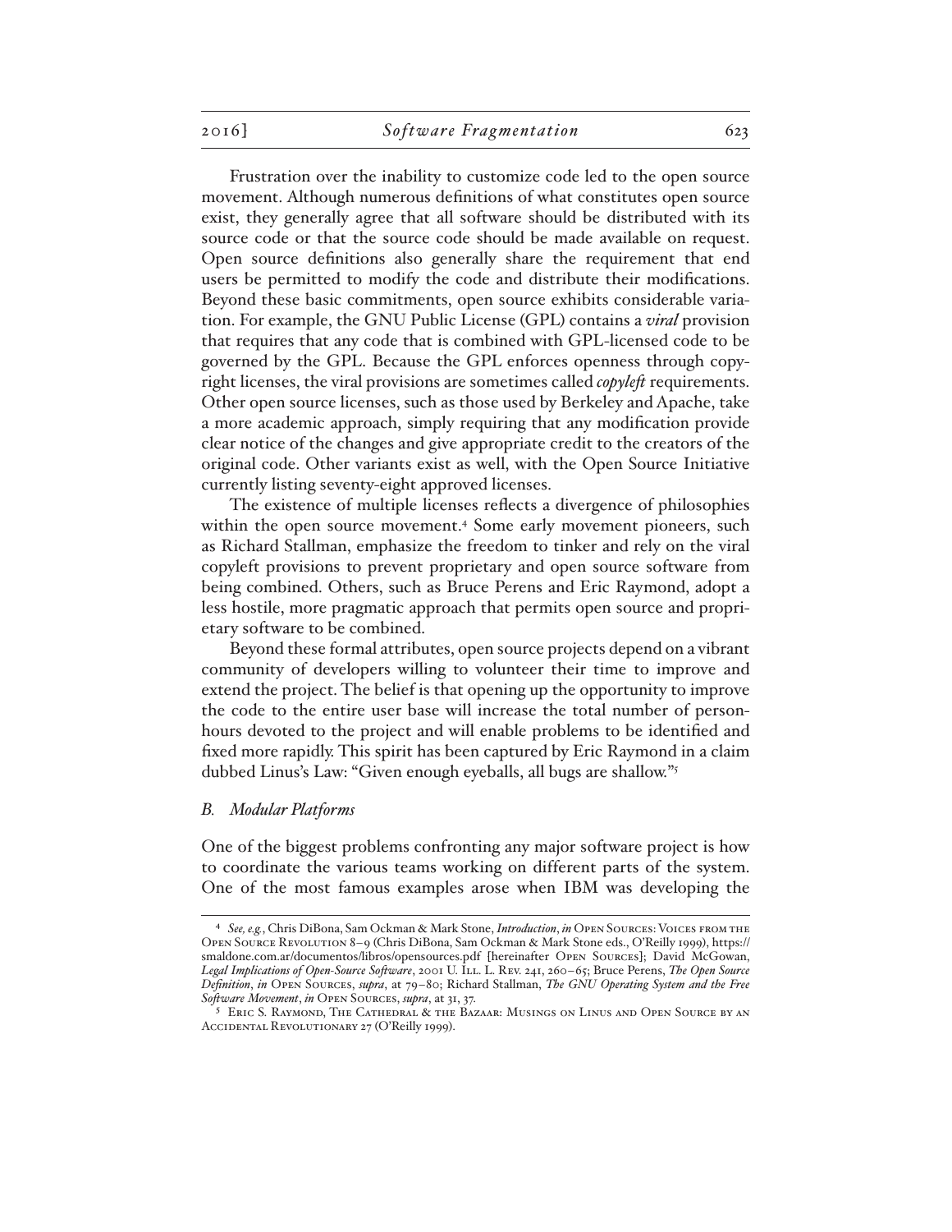Frustration over the inability to customize code led to the open source movement. Although numerous definitions of what constitutes open source exist, they generally agree that all software should be distributed with its source code or that the source code should be made available on request. Open source definitions also generally share the requirement that end users be permitted to modify the code and distribute their modifications. Beyond these basic commitments, open source exhibits considerable variation. For example, the GNU Public License (GPL) contains a *viral* provision that requires that any code that is combined with GPL-licensed code to be governed by the GPL. Because the GPL enforces openness through copyright licenses, the viral provisions are sometimes called *copyleft* requirements. Other open source licenses, such as those used by Berkeley and Apache, take a more academic approach, simply requiring that any modification provide clear notice of the changes and give appropriate credit to the creators of the original code. Other variants exist as well, with the Open Source Initiative currently listing seventy-eight approved licenses.

The existence of multiple licenses reflects a divergence of philosophies within the open source movement.[4] Some early movement pioneers, such as Richard Stallman, emphasize the freedom to tinker and rely on the viral copyleft provisions to prevent proprietary and open source software from being combined. Others, such as Bruce Perens and Eric Raymond, adopt a less hostile, more pragmatic approach that permits open source and proprietary software to be combined.

Beyond these formal attributes, open source projects depend on a vibrant community of developers willing to volunteer their time to improve and extend the project. The belief is that opening up the opportunity to improve the code to the entire user base will increase the total number of person-hours devoted to the project and will enable problems to be identified and fixed more rapidly. This spirit has been captured by Eric Raymond in a claim dubbed Linus's Law: "Given enough eyeballs, all bugs are shallow."[5]

### *B. Modular Platforms*

One of the biggest problems confronting any major software project is how to coordinate the various teams working on different parts of the system. One of the most famous examples arose when IBM was developing the

---

[4] *See, e.g.*, Chris DiBona, Sam Ockman & Mark Stone, *Introduction*, *in* Open Sources: Voices from the Open Source Revolution 8–9 (Chris DiBona, Sam Ockman & Mark Stone eds., O'Reilly 1999), https://smaldone.com.ar/documentos/libros/opensources.pdf [hereinafter Open Sources]; David McGowan, *Legal Implications of Open-Source Software*, 2001 U. Ill. L. Rev. 241, 260–65; Bruce Perens, *The Open Source Definition*, *in* Open Sources, *supra*, at 79–80; Richard Stallman, *The GNU Operating System and the Free Software Movement*, *in* Open Sources, *supra*, at 31, 37.

[5] Eric S. Raymond, The Cathedral & the Bazaar: Musings on Linus and Open Source by an Accidental Revolutionary 27 (O'Reilly 1999).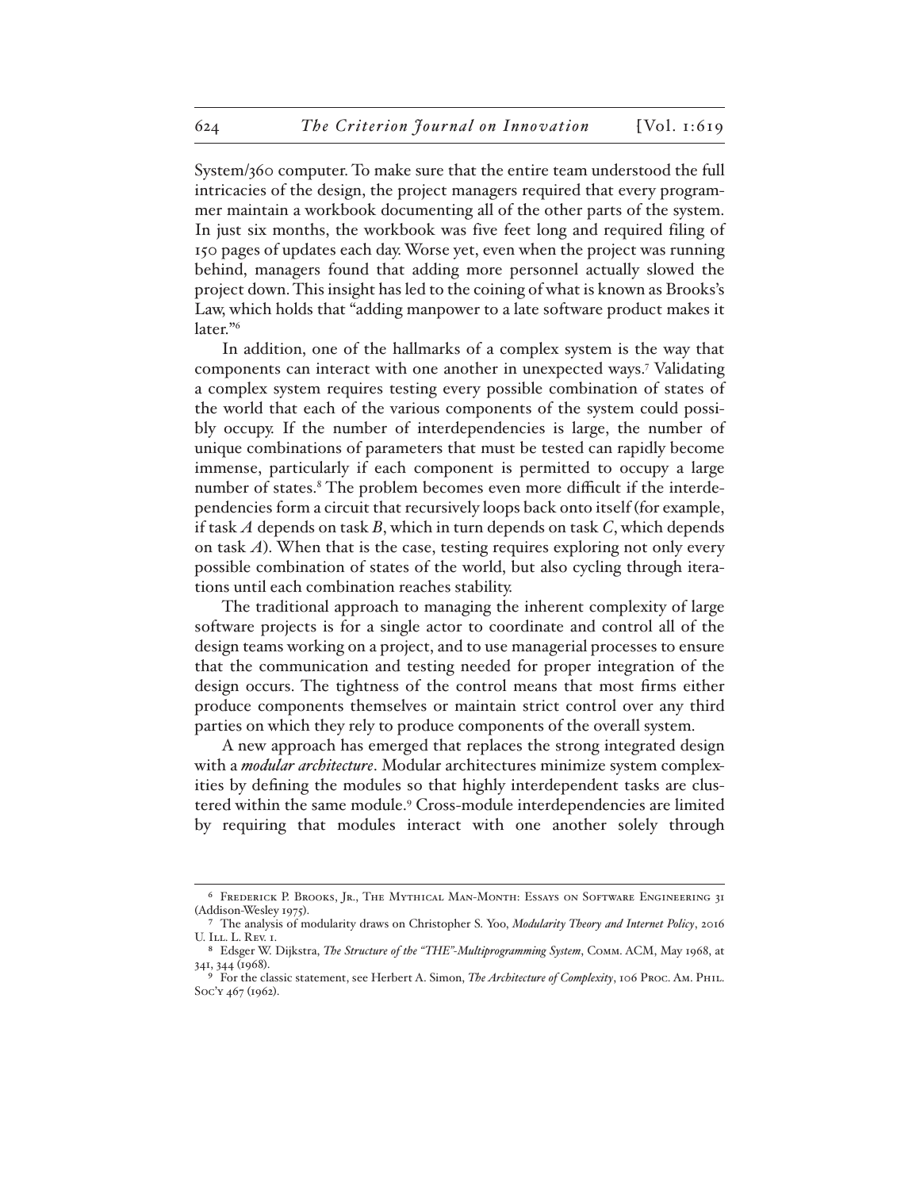System/360 computer. To make sure that the entire team understood the full intricacies of the design, the project managers required that every programmer maintain a workbook documenting all of the other parts of the system. In just six months, the workbook was five feet long and required filing of 150 pages of updates each day. Worse yet, even when the project was running behind, managers found that adding more personnel actually slowed the project down. This insight has led to the coining of what is known as Brooks's Law, which holds that "adding manpower to a late software product makes it later."[6]

In addition, one of the hallmarks of a complex system is the way that components can interact with one another in unexpected ways.[7] Validating a complex system requires testing every possible combination of states of the world that each of the various components of the system could possibly occupy. If the number of interdependencies is large, the number of unique combinations of parameters that must be tested can rapidly become immense, particularly if each component is permitted to occupy a large number of states.[8] The problem becomes even more difficult if the interdependencies form a circuit that recursively loops back onto itself (for example, if task *A* depends on task *B*, which in turn depends on task *C*, which depends on task *A*). When that is the case, testing requires exploring not only every possible combination of states of the world, but also cycling through iterations until each combination reaches stability.

The traditional approach to managing the inherent complexity of large software projects is for a single actor to coordinate and control all of the design teams working on a project, and to use managerial processes to ensure that the communication and testing needed for proper integration of the design occurs. The tightness of the control means that most firms either produce components themselves or maintain strict control over any third parties on which they rely to produce components of the overall system.

A new approach has emerged that replaces the strong integrated design with a ***modular architecture***. Modular architectures minimize system complexities by defining the modules so that highly interdependent tasks are clustered within the same module.[9] Cross-module interdependencies are limited by requiring that modules interact with one another solely through

---

[6] Frederick P. Brooks, Jr., The Mythical Man-Month: Essays on Software Engineering 31 (Addison-Wesley 1975).

[7] The analysis of modularity draws on Christopher S. Yoo, *Modularity Theory and Internet Policy*, 2016 U. Ill. L. Rev. 1.

[8] Edsger W. Dijkstra, *The Structure of the "THE"-Multiprogramming System*, Comm. ACM, May 1968, at 341, 344 (1968).

[9] For the classic statement, see Herbert A. Simon, *The Architecture of Complexity*, 106 Proc. Am. Phil. Soc'y 467 (1962).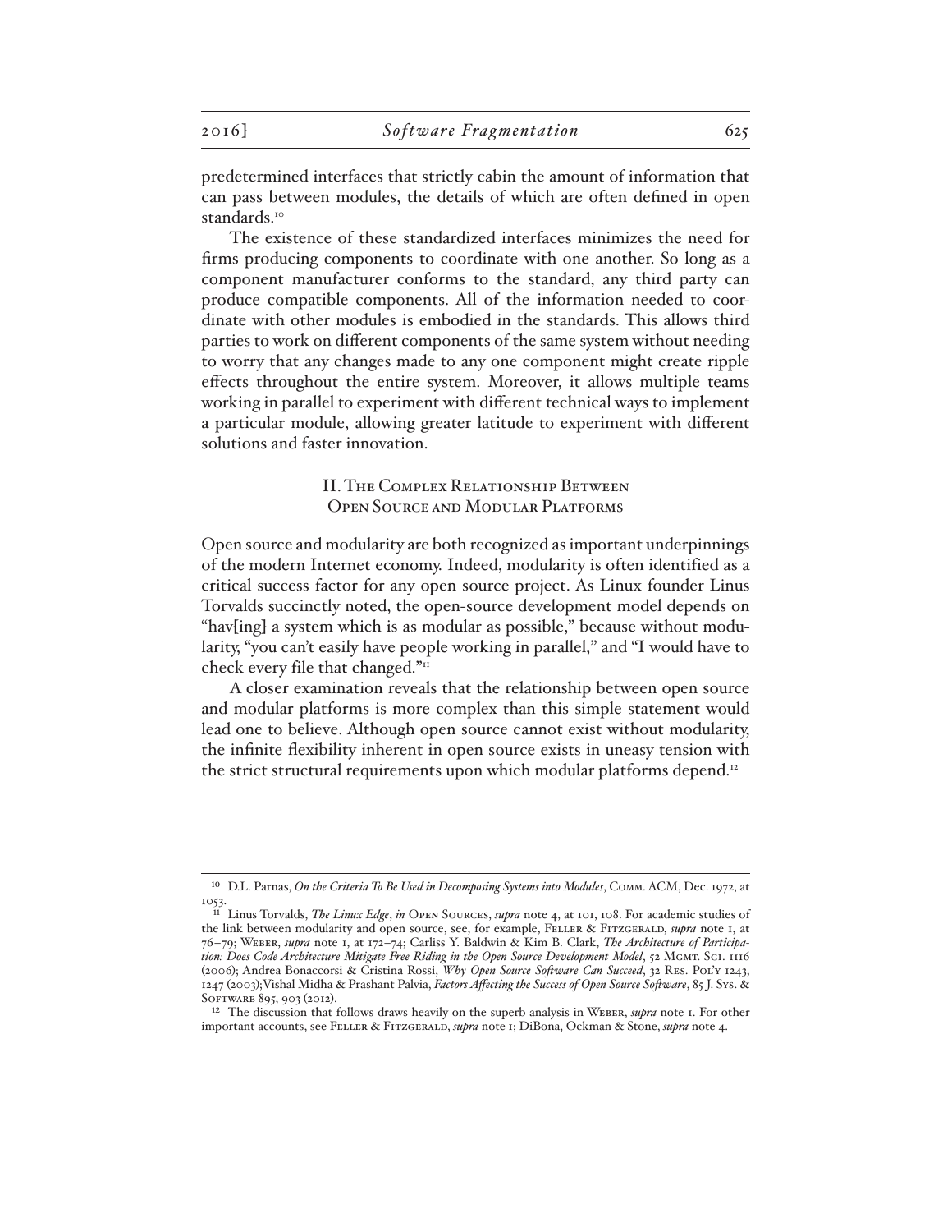predetermined interfaces that strictly cabin the amount of information that can pass between modules, the details of which are often defined in open standards.[10]

The existence of these standardized interfaces minimizes the need for firms producing components to coordinate with one another. So long as a component manufacturer conforms to the standard, any third party can produce compatible components. All of the information needed to coordinate with other modules is embodied in the standards. This allows third parties to work on different components of the same system without needing to worry that any changes made to any one component might create ripple effects throughout the entire system. Moreover, it allows multiple teams working in parallel to experiment with different technical ways to implement a particular module, allowing greater latitude to experiment with different solutions and faster innovation.

## II. The Complex Relationship Between Open Source and Modular Platforms

Open source and modularity are both recognized as important underpinnings of the modern Internet economy. Indeed, modularity is often identified as a critical success factor for any open source project. As Linux founder Linus Torvalds succinctly noted, the open-source development model depends on "hav[ing] a system which is as modular as possible," because without modularity, "you can't easily have people working in parallel," and "I would have to check every file that changed."[11]

A closer examination reveals that the relationship between open source and modular platforms is more complex than this simple statement would lead one to believe. Although open source cannot exist without modularity, the infinite flexibility inherent in open source exists in uneasy tension with the strict structural requirements upon which modular platforms depend.[12]

---

[10] D.L. Parnas, *On the Criteria To Be Used in Decomposing Systems into Modules*, Comm. ACM, Dec. 1972, at 1053.

[11] Linus Torvalds, *The Linux Edge*, *in* Open Sources, *supra* note 4, at 101, 108. For academic studies of the link between modularity and open source, see, for example, Feller & Fitzgerald, *supra* note 1, at 76–79; Weber, *supra* note 1, at 172–74; Carliss Y. Baldwin & Kim B. Clark, *The Architecture of Participation: Does Code Architecture Mitigate Free Riding in the Open Source Development Model*, 52 Mgmt. Sci. 1116 (2006); Andrea Bonaccorsi & Cristina Rossi, *Why Open Source Software Can Succeed*, 32 Res. Pol'y 1243, 1247 (2003);Vishal Midha & Prashant Palvia, *Factors Affecting the Success of Open Source Software*, 85 J. Sys. & Software 895, 903 (2012).

[12] The discussion that follows draws heavily on the superb analysis in Weber, *supra* note 1. For other important accounts, see Feller & Fitzgerald, *supra* note 1; DiBona, Ockman & Stone, *supra* note 4.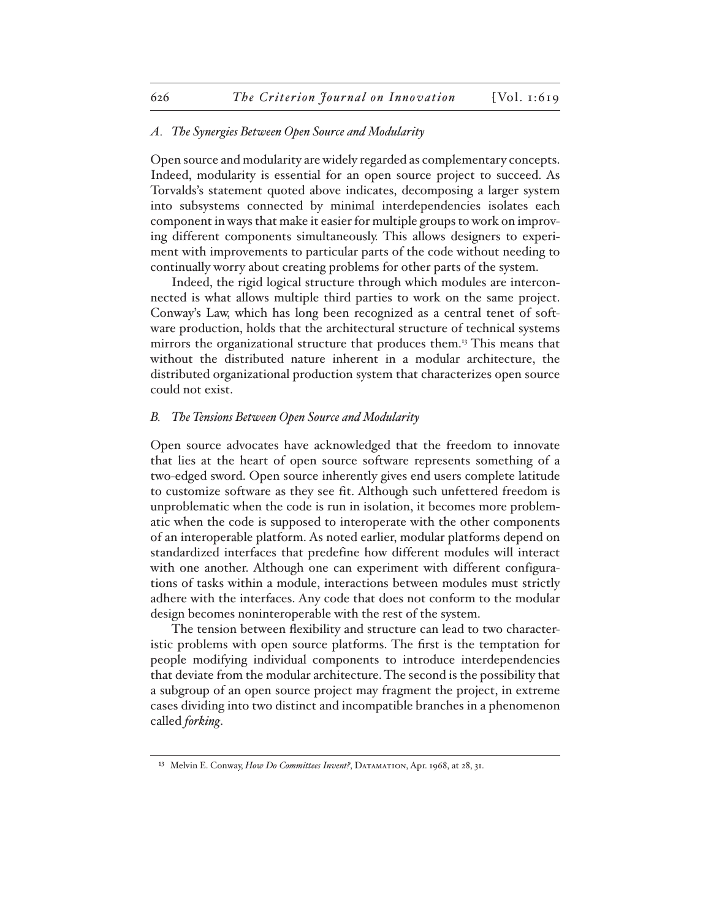### *A. The Synergies Between Open Source and Modularity*

Open source and modularity are widely regarded as complementary concepts. Indeed, modularity is essential for an open source project to succeed. As Torvalds's statement quoted above indicates, decomposing a larger system into subsystems connected by minimal interdependencies isolates each component in ways that make it easier for multiple groups to work on improving different components simultaneously. This allows designers to experiment with improvements to particular parts of the code without needing to continually worry about creating problems for other parts of the system.

Indeed, the rigid logical structure through which modules are interconnected is what allows multiple third parties to work on the same project. Conway's Law, which has long been recognized as a central tenet of software production, holds that the architectural structure of technical systems mirrors the organizational structure that produces them.[13] This means that without the distributed nature inherent in a modular architecture, the distributed organizational production system that characterizes open source could not exist.

### *B. The Tensions Between Open Source and Modularity*

Open source advocates have acknowledged that the freedom to innovate that lies at the heart of open source software represents something of a two-edged sword. Open source inherently gives end users complete latitude to customize software as they see fit. Although such unfettered freedom is unproblematic when the code is run in isolation, it becomes more problematic when the code is supposed to interoperate with the other components of an interoperable platform. As noted earlier, modular platforms depend on standardized interfaces that predefine how different modules will interact with one another. Although one can experiment with different configurations of tasks within a module, interactions between modules must strictly adhere with the interfaces. Any code that does not conform to the modular design becomes noninteroperable with the rest of the system.

The tension between flexibility and structure can lead to two characteristic problems with open source platforms. The first is the temptation for people modifying individual components to introduce interdependencies that deviate from the modular architecture. The second is the possibility that a subgroup of an open source project may fragment the project, in extreme cases dividing into two distinct and incompatible branches in a phenomenon called *forking*.

---

[13] Melvin E. Conway, *How Do Committees Invent?*, Datamation, Apr. 1968, at 28, 31.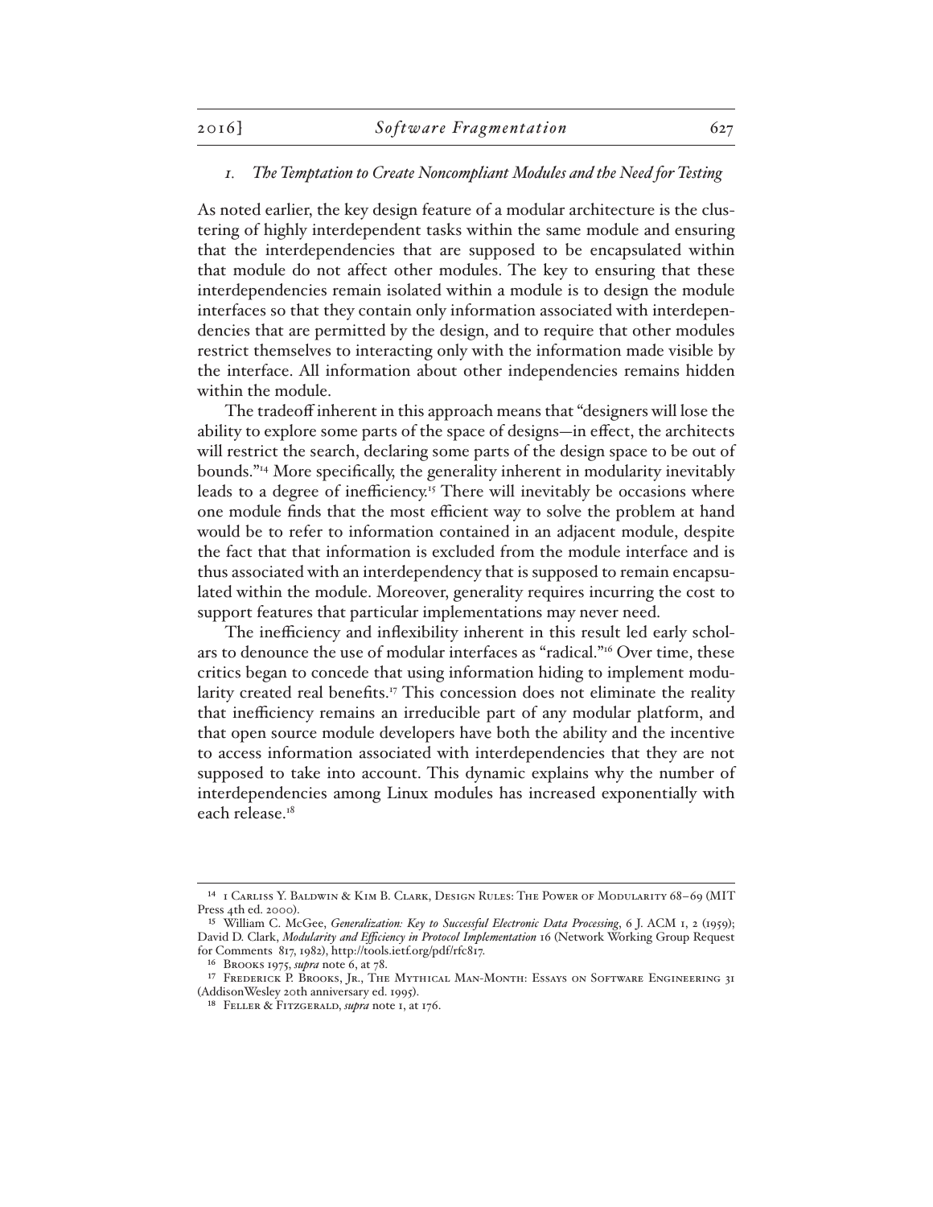### *1. The Temptation to Create Noncompliant Modules and the Need for Testing*

As noted earlier, the key design feature of a modular architecture is the clustering of highly interdependent tasks within the same module and ensuring that the interdependencies that are supposed to be encapsulated within that module do not affect other modules. The key to ensuring that these interdependencies remain isolated within a module is to design the module interfaces so that they contain only information associated with interdependencies that are permitted by the design, and to require that other modules restrict themselves to interacting only with the information made visible by the interface. All information about other independencies remains hidden within the module.

The tradeoff inherent in this approach means that "designers will lose the ability to explore some parts of the space of designs—in effect, the architects will restrict the search, declaring some parts of the design space to be out of bounds."[14] More specifically, the generality inherent in modularity inevitably leads to a degree of inefficiency.[15] There will inevitably be occasions where one module finds that the most efficient way to solve the problem at hand would be to refer to information contained in an adjacent module, despite the fact that that information is excluded from the module interface and is thus associated with an interdependency that is supposed to remain encapsulated within the module. Moreover, generality requires incurring the cost to support features that particular implementations may never need.

The inefficiency and inflexibility inherent in this result led early scholars to denounce the use of modular interfaces as "radical."[16] Over time, these critics began to concede that using information hiding to implement modularity created real benefits.[17] This concession does not eliminate the reality that inefficiency remains an irreducible part of any modular platform, and that open source module developers have both the ability and the incentive to access information associated with interdependencies that they are not supposed to take into account. This dynamic explains why the number of interdependencies among Linux modules has increased exponentially with each release.[18]

---

[14] 1 Carliss Y. Baldwin & Kim B. Clark, Design Rules: The Power of Modularity 68–69 (MIT Press 4th ed. 2000).

[15] William C. McGee, *Generalization: Key to Successful Electronic Data Processing*, 6 J. ACM 1, 2 (1959); David D. Clark, *Modularity and Efficiency in Protocol Implementation* 16 (Network Working Group Request for Comments 817, 1982), http://tools.ietf.org/pdf/rfc817.

[16] Brooks 1975, *supra* note 6, at 78.

[17] Frederick P. Brooks, Jr., The Mythical Man-Month: Essays on Software Engineering 31 (AddisonWesley 20th anniversary ed. 1995).

[18] Feller & Fitzgerald, *supra* note 1, at 176.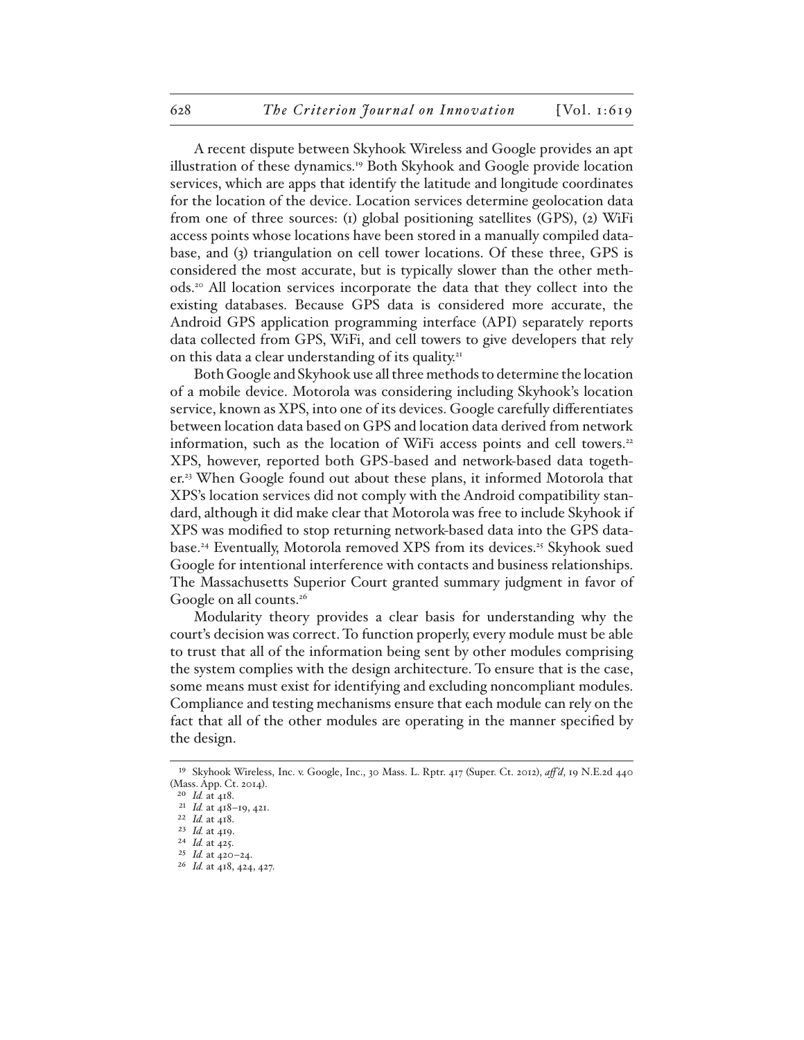A recent dispute between Skyhook Wireless and Google provides an apt illustration of these dynamics.[19] Both Skyhook and Google provide location services, which are apps that identify the latitude and longitude coordinates for the location of the device. Location services determine geolocation data from one of three sources: (1) global positioning satellites (GPS), (2) WiFi access points whose locations have been stored in a manually compiled database, and (3) triangulation on cell tower locations. Of these three, GPS is considered the most accurate, but is typically slower than the other methods.[20] All location services incorporate the data that they collect into the existing databases. Because GPS data is considered more accurate, the Android GPS application programming interface (API) separately reports data collected from GPS, WiFi, and cell towers to give developers that rely on this data a clear understanding of its quality.[21]

Both Google and Skyhook use all three methods to determine the location of a mobile device. Motorola was considering including Skyhook's location service, known as XPS, into one of its devices. Google carefully differentiates between location data based on GPS and location data derived from network information, such as the location of WiFi access points and cell towers.[22] XPS, however, reported both GPS-based and network-based data together.[23] When Google found out about these plans, it informed Motorola that XPS's location services did not comply with the Android compatibility standard, although it did make clear that Motorola was free to include Skyhook if XPS was modified to stop returning network-based data into the GPS database.[24] Eventually, Motorola removed XPS from its devices.[25] Skyhook sued Google for intentional interference with contacts and business relationships. The Massachusetts Superior Court granted summary judgment in favor of Google on all counts.[26]

Modularity theory provides a clear basis for understanding why the court's decision was correct. To function properly, every module must be able to trust that all of the information being sent by other modules comprising the system complies with the design architecture. To ensure that is the case, some means must exist for identifying and excluding noncompliant modules. Compliance and testing mechanisms ensure that each module can rely on the fact that all of the other modules are operating in the manner specified by the design.

---

[19] Skyhook Wireless, Inc. v. Google, Inc., 30 Mass. L. Rptr. 417 (Super. Ct. 2012), *aff'd*, 19 N.E.2d 440 (Mass. App. Ct. 2014).

[20] *Id.* at 418.

[21] *Id.* at 418–19, 421.

[22] *Id.* at 418.

[23] *Id.* at 419.

[24] *Id.* at 425.

[25] *Id.* at 420–24.

[26] *Id.* at 418, 424, 427.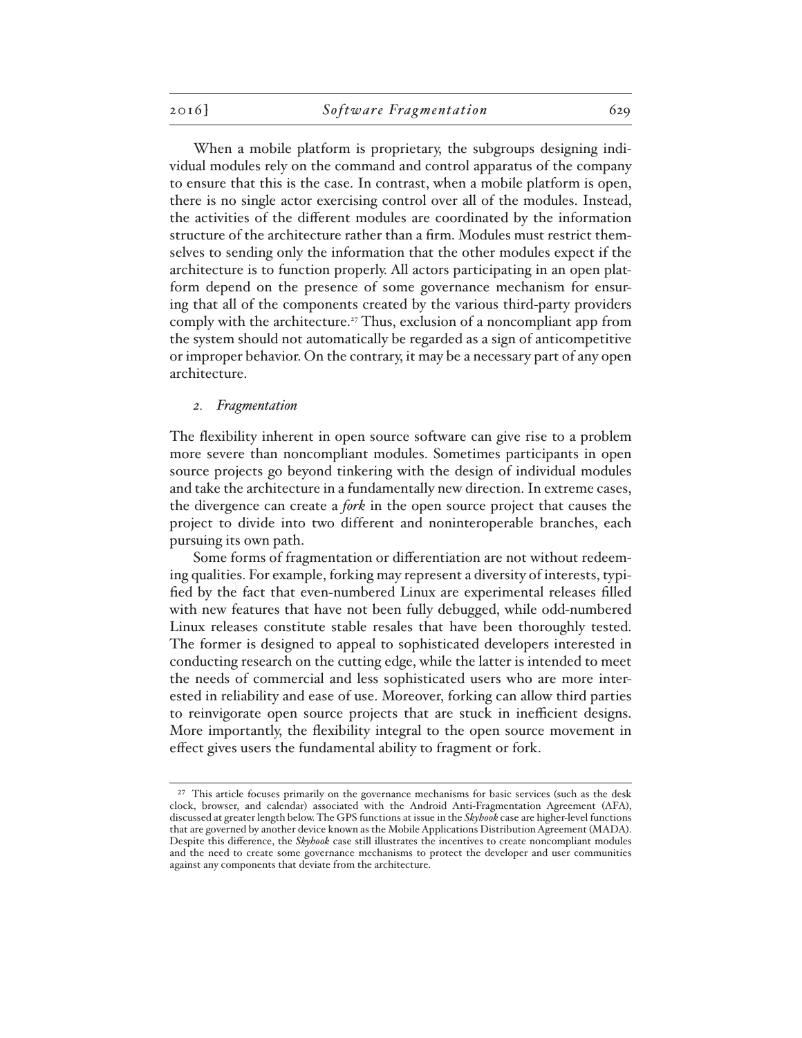When a mobile platform is proprietary, the subgroups designing individual modules rely on the command and control apparatus of the company to ensure that this is the case. In contrast, when a mobile platform is open, there is no single actor exercising control over all of the modules. Instead, the activities of the different modules are coordinated by the information structure of the architecture rather than a firm. Modules must restrict themselves to sending only the information that the other modules expect if the architecture is to function properly. All actors participating in an open platform depend on the presence of some governance mechanism for ensuring that all of the components created by the various third-party providers comply with the architecture.[27] Thus, exclusion of a noncompliant app from the system should not automatically be regarded as a sign of anticompetitive or improper behavior. On the contrary, it may be a necessary part of any open architecture.

### *2. Fragmentation*

The flexibility inherent in open source software can give rise to a problem more severe than noncompliant modules. Sometimes participants in open source projects go beyond tinkering with the design of individual modules and take the architecture in a fundamentally new direction. In extreme cases, the divergence can create a ***fork*** in the open source project that causes the project to divide into two different and noninteroperable branches, each pursuing its own path.

Some forms of fragmentation or differentiation are not without redeeming qualities. For example, forking may represent a diversity of interests, typified by the fact that even-numbered Linux are experimental releases filled with new features that have not been fully debugged, while odd-numbered Linux releases constitute stable resales that have been thoroughly tested. The former is designed to appeal to sophisticated developers interested in conducting research on the cutting edge, while the latter is intended to meet the needs of commercial and less sophisticated users who are more interested in reliability and ease of use. Moreover, forking can allow third parties to reinvigorate open source projects that are stuck in inefficient designs. More importantly, the flexibility integral to the open source movement in effect gives users the fundamental ability to fragment or fork.

---

[27] This article focuses primarily on the governance mechanisms for basic services (such as the desk clock, browser, and calendar) associated with the Android Anti-Fragmentation Agreement (AFA), discussed at greater length below. The GPS functions at issue in the *Skyhook* case are higher-level functions that are governed by another device known as the Mobile Applications Distribution Agreement (MADA). Despite this difference, the *Skyhook* case still illustrates the incentives to create noncompliant modules and the need to create some governance mechanisms to protect the developer and user communities against any components that deviate from the architecture.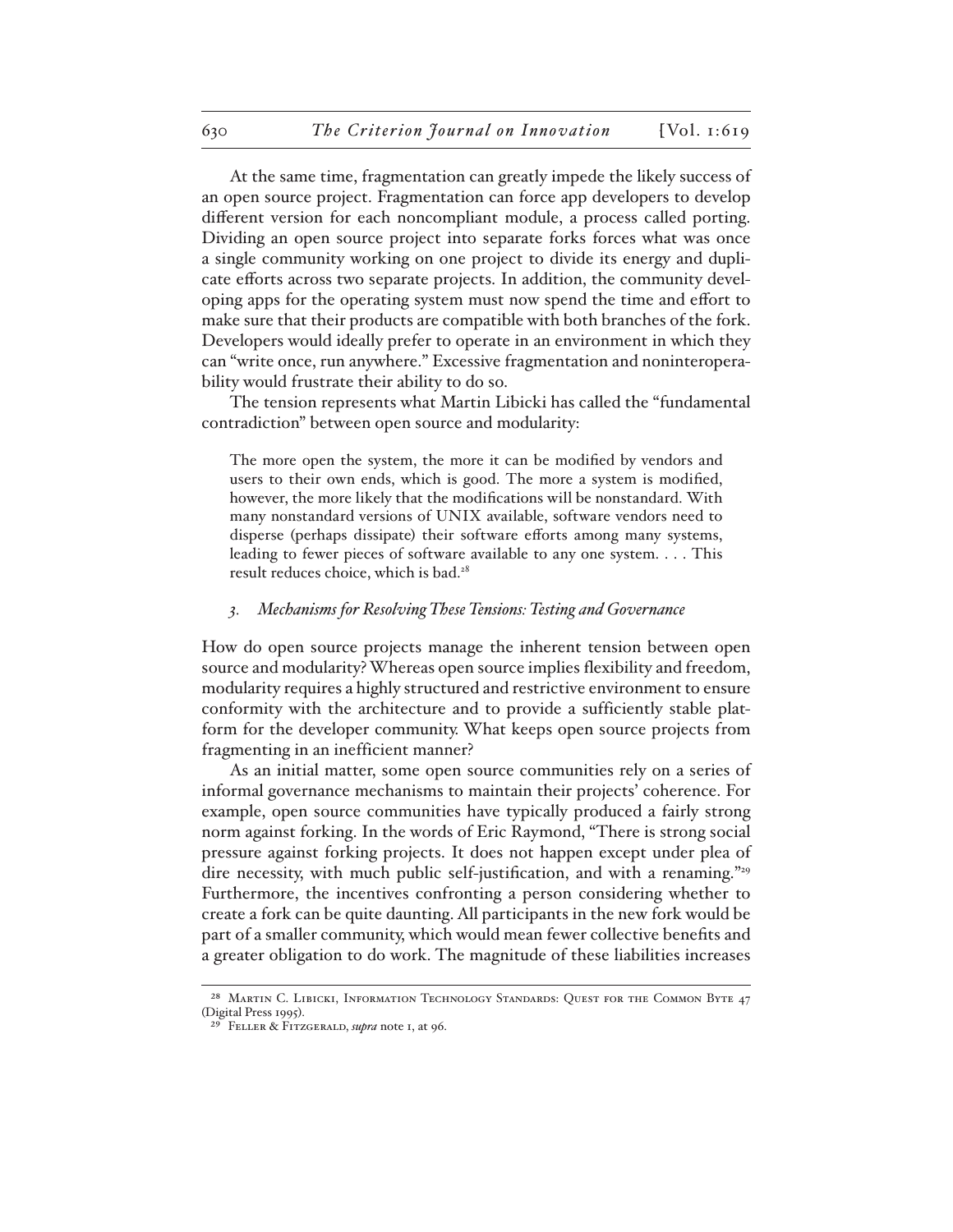At the same time, fragmentation can greatly impede the likely success of an open source project. Fragmentation can force app developers to develop different version for each noncompliant module, a process called porting. Dividing an open source project into separate forks forces what was once a single community working on one project to divide its energy and duplicate efforts across two separate projects. In addition, the community developing apps for the operating system must now spend the time and effort to make sure that their products are compatible with both branches of the fork. Developers would ideally prefer to operate in an environment in which they can "write once, run anywhere." Excessive fragmentation and noninteroperability would frustrate their ability to do so.

The tension represents what Martin Libicki has called the "fundamental contradiction" between open source and modularity:

> The more open the system, the more it can be modified by vendors and users to their own ends, which is good. The more a system is modified, however, the more likely that the modifications will be nonstandard. With many nonstandard versions of UNIX available, software vendors need to disperse (perhaps dissipate) their software efforts among many systems, leading to fewer pieces of software available to any one system. . . . This result reduces choice, which is bad.[28]

### *3. Mechanisms for Resolving These Tensions: Testing and Governance*

How do open source projects manage the inherent tension between open source and modularity? Whereas open source implies flexibility and freedom, modularity requires a highly structured and restrictive environment to ensure conformity with the architecture and to provide a sufficiently stable platform for the developer community. What keeps open source projects from fragmenting in an inefficient manner?

As an initial matter, some open source communities rely on a series of informal governance mechanisms to maintain their projects' coherence. For example, open source communities have typically produced a fairly strong norm against forking. In the words of Eric Raymond, "There is strong social pressure against forking projects. It does not happen except under plea of dire necessity, with much public self-justification, and with a renaming."[29] Furthermore, the incentives confronting a person considering whether to create a fork can be quite daunting. All participants in the new fork would be part of a smaller community, which would mean fewer collective benefits and a greater obligation to do work. The magnitude of these liabilities increases

---

[28] Martin C. Libicki, Information Technology Standards: Quest for the Common Byte 47 (Digital Press 1995).

[29] Feller & Fitzgerald, *supra* note 1, at 96.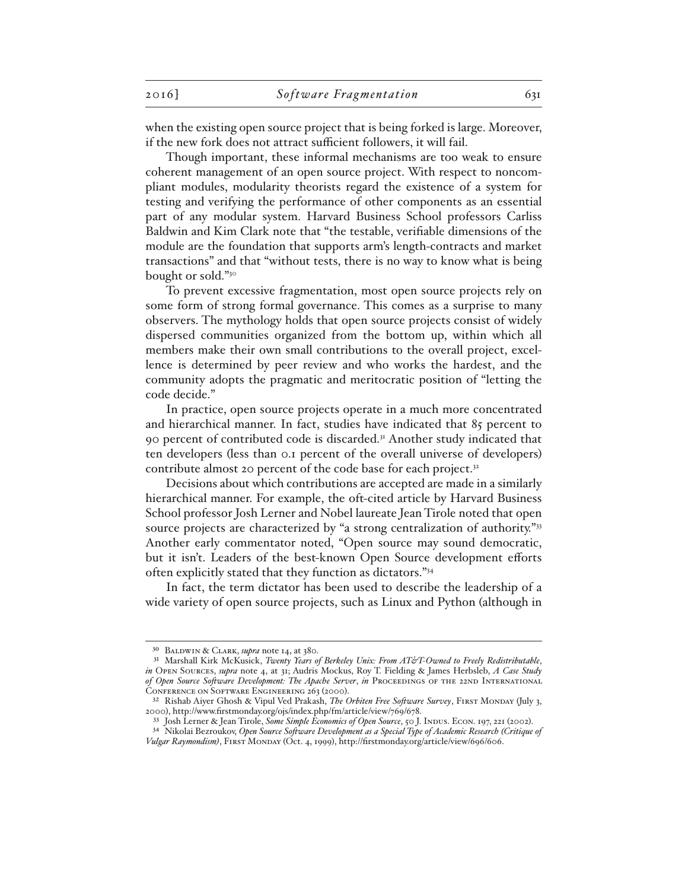when the existing open source project that is being forked is large. Moreover, if the new fork does not attract sufficient followers, it will fail.

Though important, these informal mechanisms are too weak to ensure coherent management of an open source project. With respect to noncompliant modules, modularity theorists regard the existence of a system for testing and verifying the performance of other components as an essential part of any modular system. Harvard Business School professors Carliss Baldwin and Kim Clark note that "the testable, verifiable dimensions of the module are the foundation that supports arm's length-contracts and market transactions" and that "without tests, there is no way to know what is being bought or sold."[30]

To prevent excessive fragmentation, most open source projects rely on some form of strong formal governance. This comes as a surprise to many observers. The mythology holds that open source projects consist of widely dispersed communities organized from the bottom up, within which all members make their own small contributions to the overall project, excellence is determined by peer review and who works the hardest, and the community adopts the pragmatic and meritocratic position of "letting the code decide."

In practice, open source projects operate in a much more concentrated and hierarchical manner. In fact, studies have indicated that 85 percent to 90 percent of contributed code is discarded.[31] Another study indicated that ten developers (less than 0.1 percent of the overall universe of developers) contribute almost 20 percent of the code base for each project.[32]

Decisions about which contributions are accepted are made in a similarly hierarchical manner. For example, the oft-cited article by Harvard Business School professor Josh Lerner and Nobel laureate Jean Tirole noted that open source projects are characterized by "a strong centralization of authority."[33] Another early commentator noted, "Open source may sound democratic, but it isn't. Leaders of the best-known Open Source development efforts often explicitly stated that they function as dictators."[34]

In fact, the term dictator has been used to describe the leadership of a wide variety of open source projects, such as Linux and Python (although in

---

[30] Baldwin & Clark, *supra* note 14, at 380.

[31] Marshall Kirk McKusick, *Twenty Years of Berkeley Unix: From AT&T-Owned to Freely Redistributable*, *in* Open Sources, *supra* note 4, at 31; Audris Mockus, Roy T. Fielding & James Herbsleb, *A Case Study of Open Source Software Development: The Apache Server*, *in* Proceedings of the 22nd International Conference on Software Engineering 263 (2000).

[32] Rishab Aiyer Ghosh & Vipul Ved Prakash, *The Orbiten Free Software Survey*, First Monday (July 3, 2000), http://www.firstmonday.org/ojs/index.php/fm/article/view/769/678.

[33] Josh Lerner & Jean Tirole, *Some Simple Economics of Open Source*, 50 J. Indus. Econ. 197, 221 (2002).

[34] Nikolai Bezroukov, *Open Source Software Development as a Special Type of Academic Research (Critique of Vulgar Raymondism)*, First Monday (Oct. 4, 1999), http://firstmonday.org/article/view/696/606.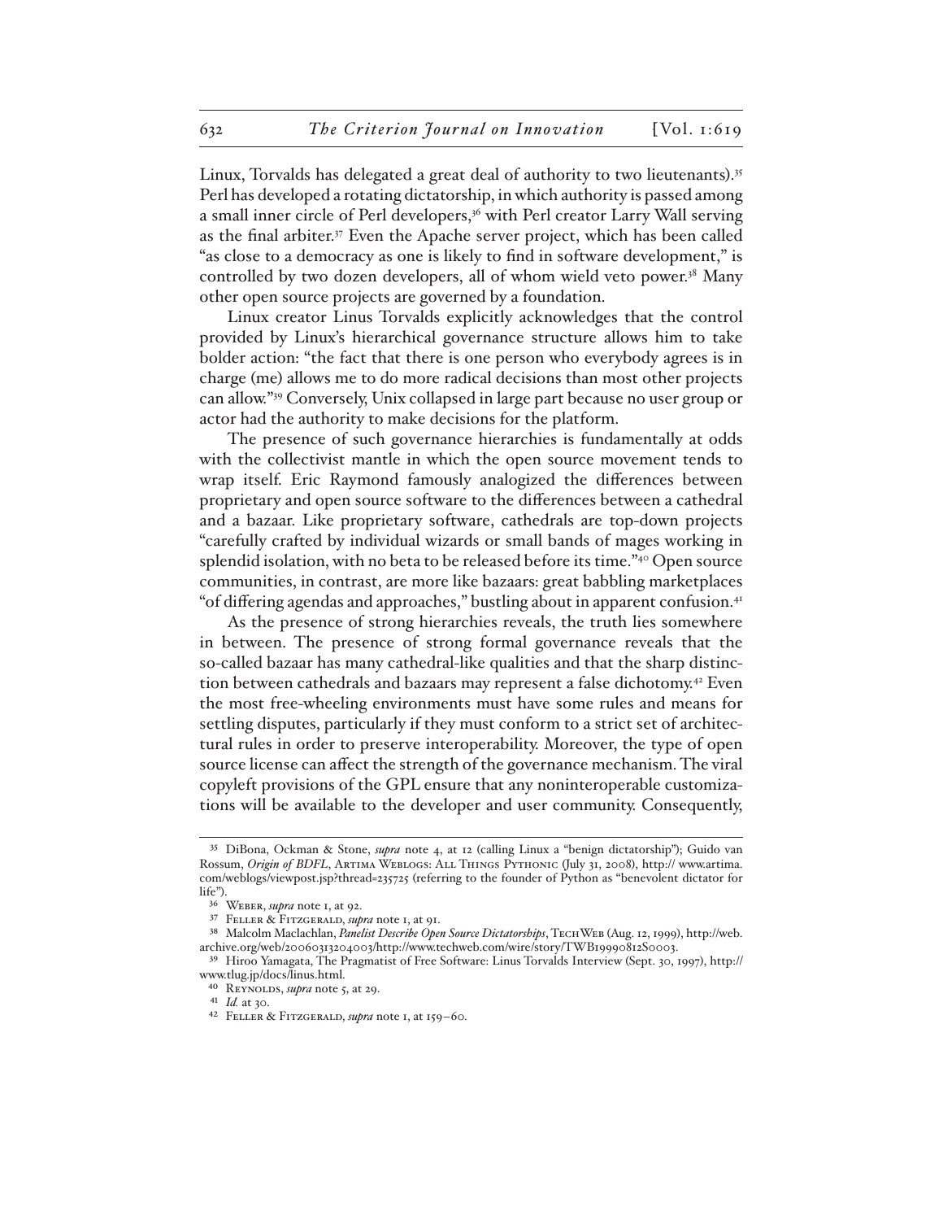Linux, Torvalds has delegated a great deal of authority to two lieutenants).[35] Perl has developed a rotating dictatorship, in which authority is passed among a small inner circle of Perl developers,[36] with Perl creator Larry Wall serving as the final arbiter.[37] Even the Apache server project, which has been called "as close to a democracy as one is likely to find in software development," is controlled by two dozen developers, all of whom wield veto power.[38] Many other open source projects are governed by a foundation.

Linux creator Linus Torvalds explicitly acknowledges that the control provided by Linux's hierarchical governance structure allows him to take bolder action: "the fact that there is one person who everybody agrees is in charge (me) allows me to do more radical decisions than most other projects can allow."[39] Conversely, Unix collapsed in large part because no user group or actor had the authority to make decisions for the platform.

The presence of such governance hierarchies is fundamentally at odds with the collectivist mantle in which the open source movement tends to wrap itself. Eric Raymond famously analogized the differences between proprietary and open source software to the differences between a cathedral and a bazaar. Like proprietary software, cathedrals are top-down projects "carefully crafted by individual wizards or small bands of mages working in splendid isolation, with no beta to be released before its time."[40] Open source communities, in contrast, are more like bazaars: great babbling marketplaces "of differing agendas and approaches," bustling about in apparent confusion.[41]

As the presence of strong hierarchies reveals, the truth lies somewhere in between. The presence of strong formal governance reveals that the so-called bazaar has many cathedral-like qualities and that the sharp distinction between cathedrals and bazaars may represent a false dichotomy.[42] Even the most free-wheeling environments must have some rules and means for settling disputes, particularly if they must conform to a strict set of architectural rules in order to preserve interoperability. Moreover, the type of open source license can affect the strength of the governance mechanism. The viral copyleft provisions of the GPL ensure that any noninteroperable customizations will be available to the developer and user community. Consequently,

---

[35] DiBona, Ockman & Stone, *supra* note 4, at 12 (calling Linux a "benign dictatorship"); Guido van Rossum, *Origin of BDFL*, Artima Weblogs: All Things Pythonic (July 31, 2008), http:// www.artima.com/weblogs/viewpost.jsp?thread=235725 (referring to the founder of Python as "benevolent dictator for life").

[36] Weber, *supra* note 1, at 92.

[37] Feller & Fitzgerald, *supra* note 1, at 91.

[38] Malcolm Maclachlan, *Panelist Describe Open Source Dictatorships*, TechWeb (Aug. 12, 1999), http://web.archive.org/web/20060313204003/http://www.techweb.com/wire/story/TWB19990812S0003.

[39] Hiroo Yamagata, The Pragmatist of Free Software: Linus Torvalds Interview (Sept. 30, 1997), http://www.tlug.jp/docs/linus.html.

[40] Reynolds, *supra* note 5, at 29.

[41] *Id.* at 30.

[42] Feller & Fitzgerald, *supra* note 1, at 159–60.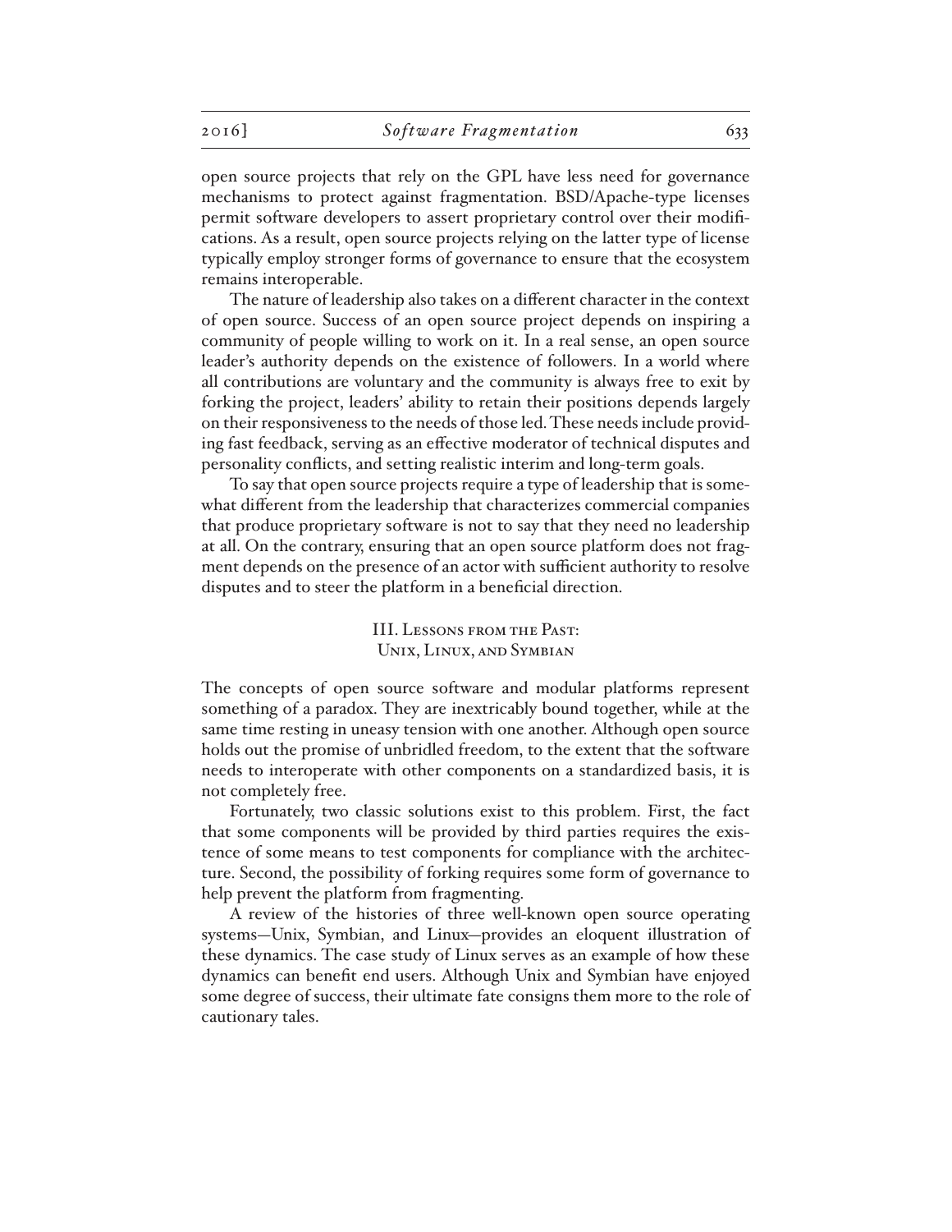open source projects that rely on the GPL have less need for governance mechanisms to protect against fragmentation. BSD/Apache-type licenses permit software developers to assert proprietary control over their modifications. As a result, open source projects relying on the latter type of license typically employ stronger forms of governance to ensure that the ecosystem remains interoperable.

The nature of leadership also takes on a different character in the context of open source. Success of an open source project depends on inspiring a community of people willing to work on it. In a real sense, an open source leader's authority depends on the existence of followers. In a world where all contributions are voluntary and the community is always free to exit by forking the project, leaders' ability to retain their positions depends largely on their responsiveness to the needs of those led. These needs include providing fast feedback, serving as an effective moderator of technical disputes and personality conflicts, and setting realistic interim and long-term goals.

To say that open source projects require a type of leadership that is somewhat different from the leadership that characterizes commercial companies that produce proprietary software is not to say that they need no leadership at all. On the contrary, ensuring that an open source platform does not fragment depends on the presence of an actor with sufficient authority to resolve disputes and to steer the platform in a beneficial direction.

## III. Lessons from the Past: Unix, Linux, and Symbian

The concepts of open source software and modular platforms represent something of a paradox. They are inextricably bound together, while at the same time resting in uneasy tension with one another. Although open source holds out the promise of unbridled freedom, to the extent that the software needs to interoperate with other components on a standardized basis, it is not completely free.

Fortunately, two classic solutions exist to this problem. First, the fact that some components will be provided by third parties requires the existence of some means to test components for compliance with the architecture. Second, the possibility of forking requires some form of governance to help prevent the platform from fragmenting.

A review of the histories of three well-known open source operating systems—Unix, Symbian, and Linux—provides an eloquent illustration of these dynamics. The case study of Linux serves as an example of how these dynamics can benefit end users. Although Unix and Symbian have enjoyed some degree of success, their ultimate fate consigns them more to the role of cautionary tales.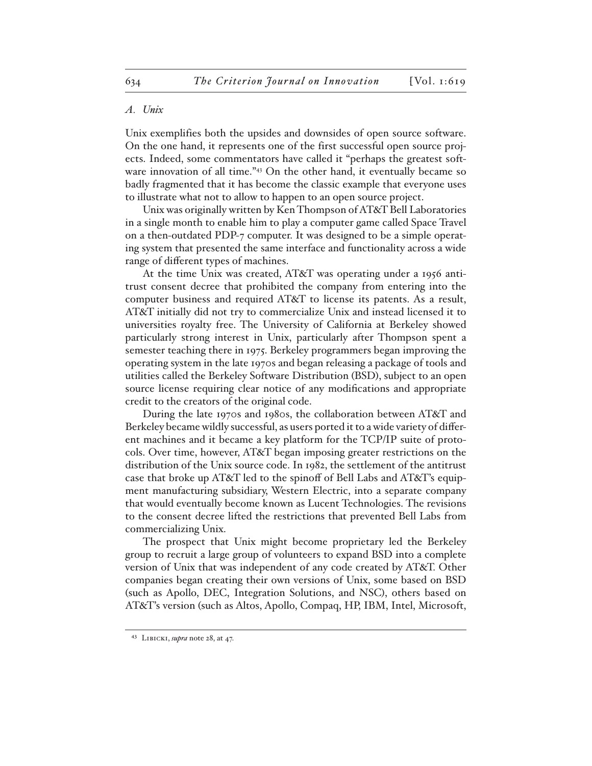### *A. Unix*

Unix exemplifies both the upsides and downsides of open source software. On the one hand, it represents one of the first successful open source projects. Indeed, some commentators have called it "perhaps the greatest software innovation of all time."[43] On the other hand, it eventually became so badly fragmented that it has become the classic example that everyone uses to illustrate what not to allow to happen to an open source project.

Unix was originally written by Ken Thompson of AT&T Bell Laboratories in a single month to enable him to play a computer game called Space Travel on a then-outdated PDP-7 computer. It was designed to be a simple operating system that presented the same interface and functionality across a wide range of different types of machines.

At the time Unix was created, AT&T was operating under a 1956 antitrust consent decree that prohibited the company from entering into the computer business and required AT&T to license its patents. As a result, AT&T initially did not try to commercialize Unix and instead licensed it to universities royalty free. The University of California at Berkeley showed particularly strong interest in Unix, particularly after Thompson spent a semester teaching there in 1975. Berkeley programmers began improving the operating system in the late 1970s and began releasing a package of tools and utilities called the Berkeley Software Distribution (BSD), subject to an open source license requiring clear notice of any modifications and appropriate credit to the creators of the original code.

During the late 1970s and 1980s, the collaboration between AT&T and Berkeley became wildly successful, as users ported it to a wide variety of different machines and it became a key platform for the TCP/IP suite of protocols. Over time, however, AT&T began imposing greater restrictions on the distribution of the Unix source code. In 1982, the settlement of the antitrust case that broke up AT&T led to the spinoff of Bell Labs and AT&T's equipment manufacturing subsidiary, Western Electric, into a separate company that would eventually become known as Lucent Technologies. The revisions to the consent decree lifted the restrictions that prevented Bell Labs from commercializing Unix.

The prospect that Unix might become proprietary led the Berkeley group to recruit a large group of volunteers to expand BSD into a complete version of Unix that was independent of any code created by AT&T. Other companies began creating their own versions of Unix, some based on BSD (such as Apollo, DEC, Integration Solutions, and NSC), others based on AT&T's version (such as Altos, Apollo, Compaq, HP, IBM, Intel, Microsoft,

---

[43] Libicki, *supra* note 28, at 47.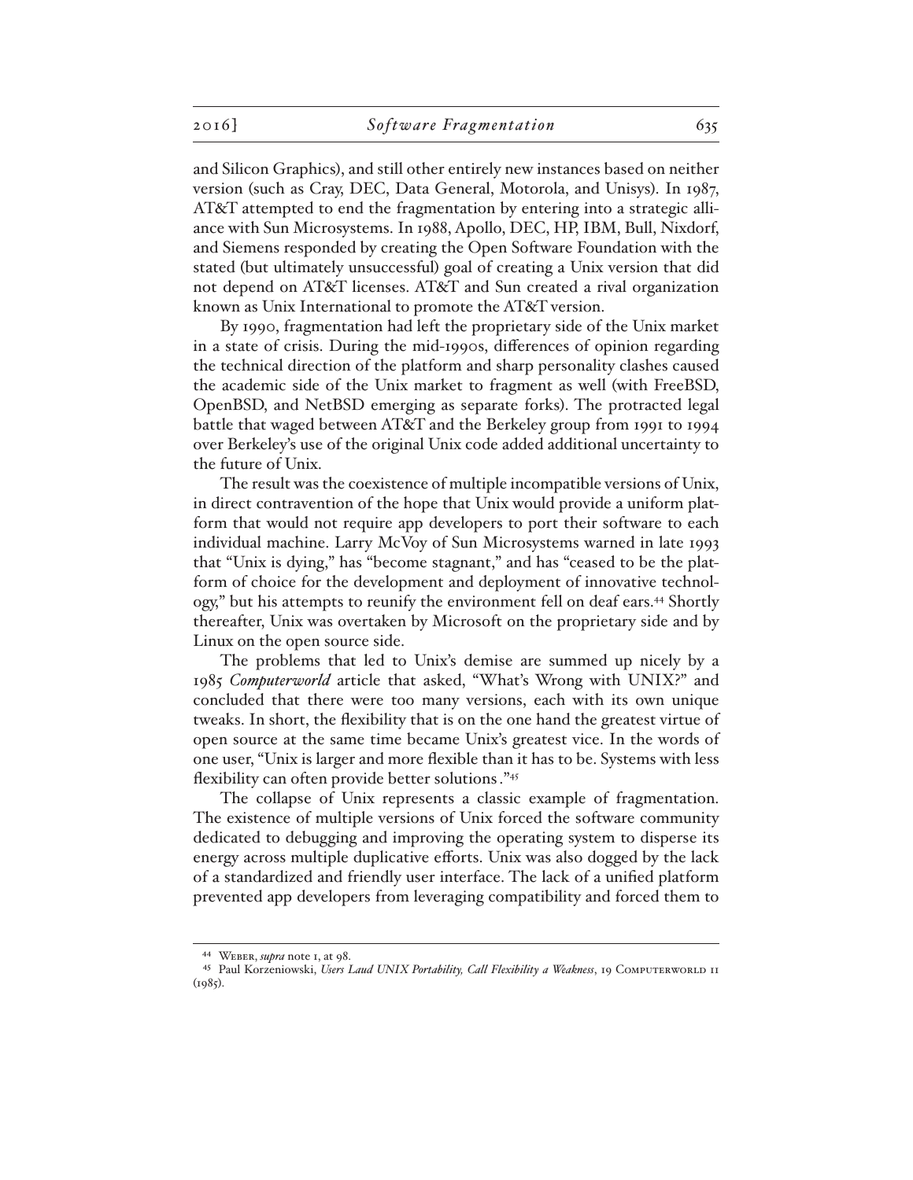and Silicon Graphics), and still other entirely new instances based on neither version (such as Cray, DEC, Data General, Motorola, and Unisys). In 1987, AT&T attempted to end the fragmentation by entering into a strategic alliance with Sun Microsystems. In 1988, Apollo, DEC, HP, IBM, Bull, Nixdorf, and Siemens responded by creating the Open Software Foundation with the stated (but ultimately unsuccessful) goal of creating a Unix version that did not depend on AT&T licenses. AT&T and Sun created a rival organization known as Unix International to promote the AT&T version.

By 1990, fragmentation had left the proprietary side of the Unix market in a state of crisis. During the mid-1990s, differences of opinion regarding the technical direction of the platform and sharp personality clashes caused the academic side of the Unix market to fragment as well (with FreeBSD, OpenBSD, and NetBSD emerging as separate forks). The protracted legal battle that waged between AT&T and the Berkeley group from 1991 to 1994 over Berkeley's use of the original Unix code added additional uncertainty to the future of Unix.

The result was the coexistence of multiple incompatible versions of Unix, in direct contravention of the hope that Unix would provide a uniform platform that would not require app developers to port their software to each individual machine. Larry McVoy of Sun Microsystems warned in late 1993 that "Unix is dying," has "become stagnant," and has "ceased to be the platform of choice for the development and deployment of innovative technology," but his attempts to reunify the environment fell on deaf ears.[44] Shortly thereafter, Unix was overtaken by Microsoft on the proprietary side and by Linux on the open source side.

The problems that led to Unix's demise are summed up nicely by a 1985 *Computerworld* article that asked, "What's Wrong with UNIX?" and concluded that there were too many versions, each with its own unique tweaks. In short, the flexibility that is on the one hand the greatest virtue of open source at the same time became Unix's greatest vice. In the words of one user, "Unix is larger and more flexible than it has to be. Systems with less flexibility can often provide better solutions."[45]

The collapse of Unix represents a classic example of fragmentation. The existence of multiple versions of Unix forced the software community dedicated to debugging and improving the operating system to disperse its energy across multiple duplicative efforts. Unix was also dogged by the lack of a standardized and friendly user interface. The lack of a unified platform prevented app developers from leveraging compatibility and forced them to

---

[44] Weber, *supra* note 1, at 98.

[45] Paul Korzeniowski, *Users Laud UNIX Portability, Call Flexibility a Weakness*, 19 Computerworld 11 (1985).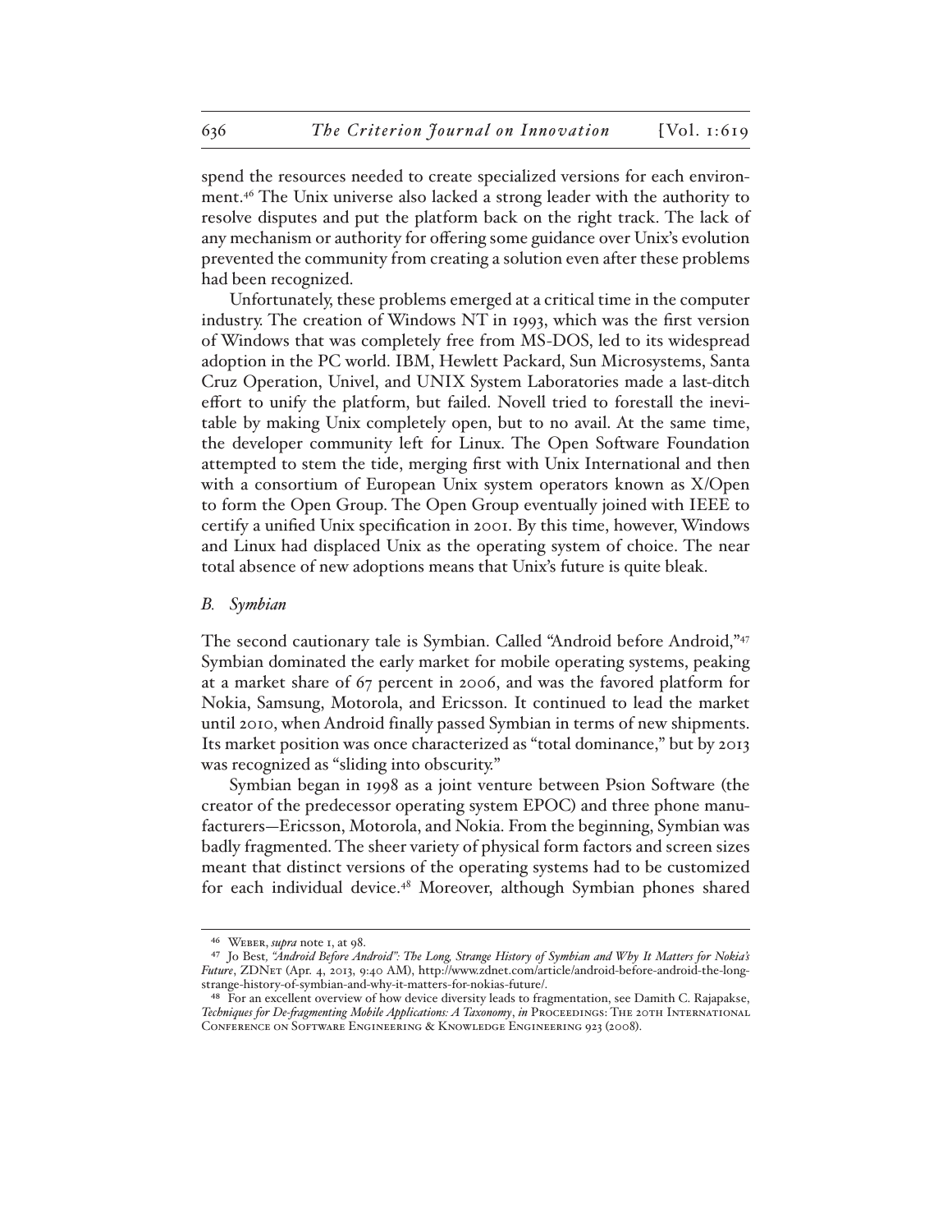spend the resources needed to create specialized versions for each environment.[46] The Unix universe also lacked a strong leader with the authority to resolve disputes and put the platform back on the right track. The lack of any mechanism or authority for offering some guidance over Unix's evolution prevented the community from creating a solution even after these problems had been recognized.

Unfortunately, these problems emerged at a critical time in the computer industry. The creation of Windows NT in 1993, which was the first version of Windows that was completely free from MS-DOS, led to its widespread adoption in the PC world. IBM, Hewlett Packard, Sun Microsystems, Santa Cruz Operation, Univel, and UNIX System Laboratories made a last-ditch effort to unify the platform, but failed. Novell tried to forestall the inevitable by making Unix completely open, but to no avail. At the same time, the developer community left for Linux. The Open Software Foundation attempted to stem the tide, merging first with Unix International and then with a consortium of European Unix system operators known as X/Open to form the Open Group. The Open Group eventually joined with IEEE to certify a unified Unix specification in 2001. By this time, however, Windows and Linux had displaced Unix as the operating system of choice. The near total absence of new adoptions means that Unix's future is quite bleak.

### *B. Symbian*

The second cautionary tale is Symbian. Called "Android before Android,"[47] Symbian dominated the early market for mobile operating systems, peaking at a market share of 67 percent in 2006, and was the favored platform for Nokia, Samsung, Motorola, and Ericsson. It continued to lead the market until 2010, when Android finally passed Symbian in terms of new shipments. Its market position was once characterized as "total dominance," but by 2013 was recognized as "sliding into obscurity."

Symbian began in 1998 as a joint venture between Psion Software (the creator of the predecessor operating system EPOC) and three phone manufacturers—Ericsson, Motorola, and Nokia. From the beginning, Symbian was badly fragmented. The sheer variety of physical form factors and screen sizes meant that distinct versions of the operating systems had to be customized for each individual device.[48] Moreover, although Symbian phones shared

---

[46] Weber, *supra* note 1, at 98.

[47] Jo Best, *"Android Before Android": The Long, Strange History of Symbian and Why It Matters for Nokia's Future*, ZDNet (Apr. 4, 2013, 9:40 AM), http://www.zdnet.com/article/android-before-android-the-long-strange-history-of-symbian-and-why-it-matters-for-nokias-future/.

[48] For an excellent overview of how device diversity leads to fragmentation, see Damith C. Rajapakse, *Techniques for De-fragmenting Mobile Applications: A Taxonomy*, *in* Proceedings: The 20th International Conference on Software Engineering & Knowledge Engineering 923 (2008).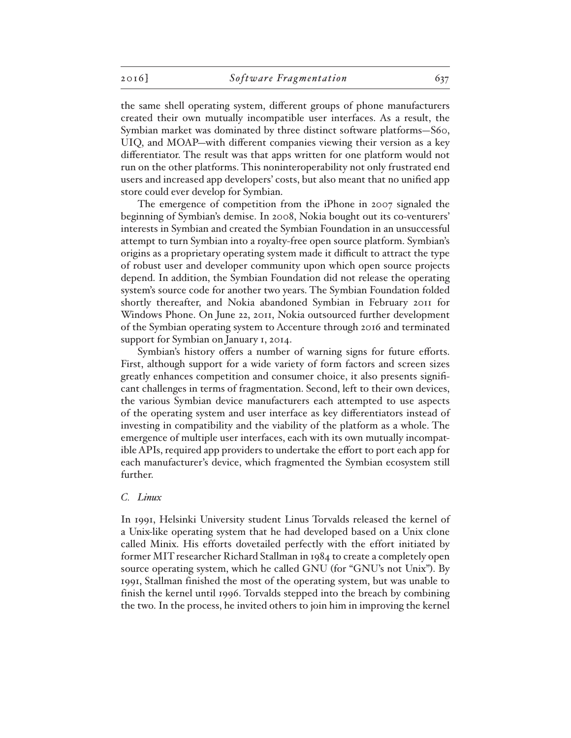the same shell operating system, different groups of phone manufacturers created their own mutually incompatible user interfaces. As a result, the Symbian market was dominated by three distinct software platforms—S60, UIQ, and MOAP—with different companies viewing their version as a key differentiator. The result was that apps written for one platform would not run on the other platforms. This noninteroperability not only frustrated end users and increased app developers' costs, but also meant that no unified app store could ever develop for Symbian.

The emergence of competition from the iPhone in 2007 signaled the beginning of Symbian's demise. In 2008, Nokia bought out its co-venturers' interests in Symbian and created the Symbian Foundation in an unsuccessful attempt to turn Symbian into a royalty-free open source platform. Symbian's origins as a proprietary operating system made it difficult to attract the type of robust user and developer community upon which open source projects depend. In addition, the Symbian Foundation did not release the operating system's source code for another two years. The Symbian Foundation folded shortly thereafter, and Nokia abandoned Symbian in February 2011 for Windows Phone. On June 22, 2011, Nokia outsourced further development of the Symbian operating system to Accenture through 2016 and terminated support for Symbian on January 1, 2014.

Symbian's history offers a number of warning signs for future efforts. First, although support for a wide variety of form factors and screen sizes greatly enhances competition and consumer choice, it also presents significant challenges in terms of fragmentation. Second, left to their own devices, the various Symbian device manufacturers each attempted to use aspects of the operating system and user interface as key differentiators instead of investing in compatibility and the viability of the platform as a whole. The emergence of multiple user interfaces, each with its own mutually incompatible APIs, required app providers to undertake the effort to port each app for each manufacturer's device, which fragmented the Symbian ecosystem still further.

### *C. Linux*

In 1991, Helsinki University student Linus Torvalds released the kernel of a Unix-like operating system that he had developed based on a Unix clone called Minix. His efforts dovetailed perfectly with the effort initiated by former MIT researcher Richard Stallman in 1984 to create a completely open source operating system, which he called GNU (for "GNU's not Unix"). By 1991, Stallman finished the most of the operating system, but was unable to finish the kernel until 1996. Torvalds stepped into the breach by combining the two. In the process, he invited others to join him in improving the kernel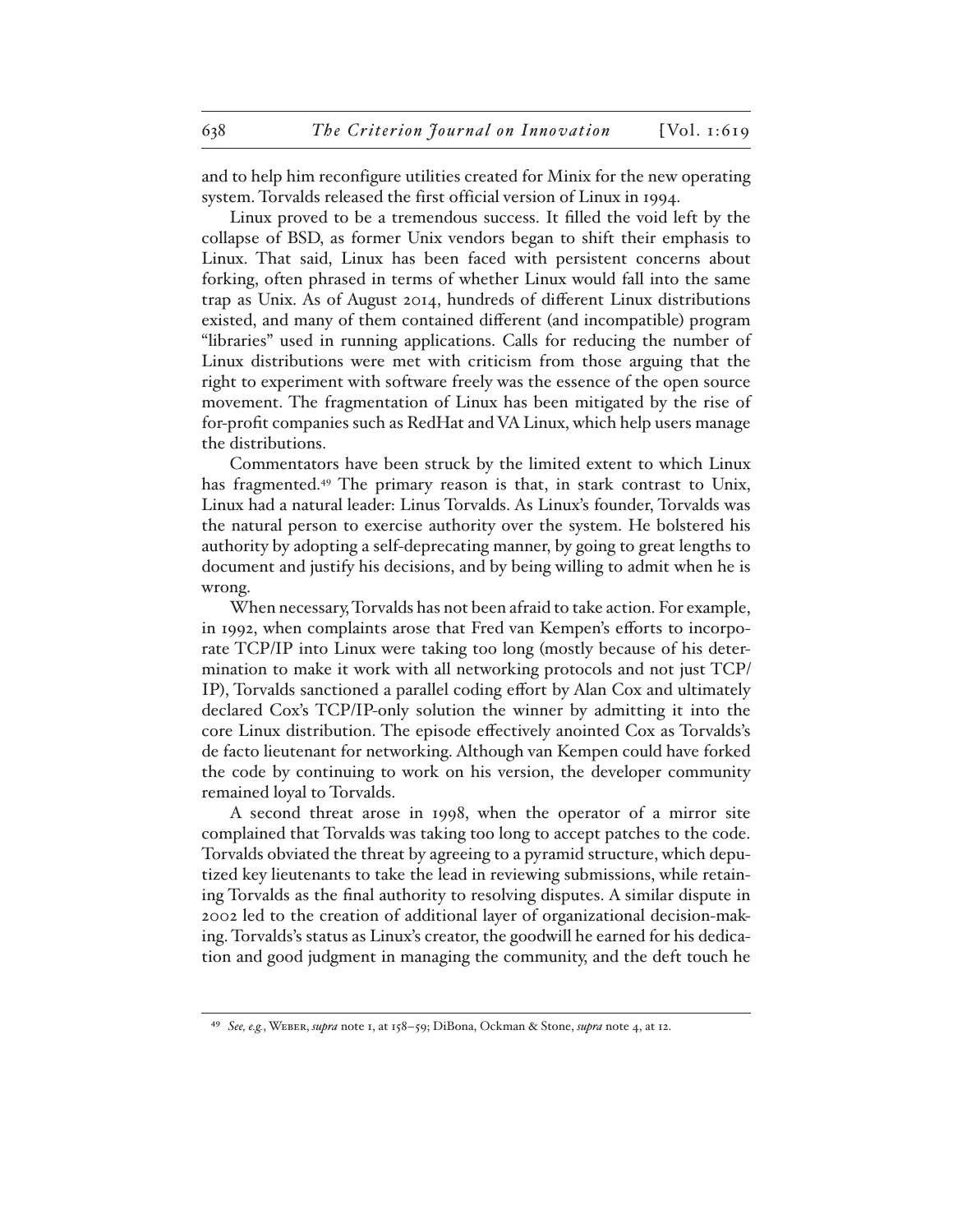and to help him reconfigure utilities created for Minix for the new operating system. Torvalds released the first official version of Linux in 1994.

Linux proved to be a tremendous success. It filled the void left by the collapse of BSD, as former Unix vendors began to shift their emphasis to Linux. That said, Linux has been faced with persistent concerns about forking, often phrased in terms of whether Linux would fall into the same trap as Unix. As of August 2014, hundreds of different Linux distributions existed, and many of them contained different (and incompatible) program "libraries" used in running applications. Calls for reducing the number of Linux distributions were met with criticism from those arguing that the right to experiment with software freely was the essence of the open source movement. The fragmentation of Linux has been mitigated by the rise of for-profit companies such as RedHat and VA Linux, which help users manage the distributions.

Commentators have been struck by the limited extent to which Linux has fragmented.[49] The primary reason is that, in stark contrast to Unix, Linux had a natural leader: Linus Torvalds. As Linux's founder, Torvalds was the natural person to exercise authority over the system. He bolstered his authority by adopting a self-deprecating manner, by going to great lengths to document and justify his decisions, and by being willing to admit when he is wrong.

When necessary, Torvalds has not been afraid to take action. For example, in 1992, when complaints arose that Fred van Kempen's efforts to incorporate TCP/IP into Linux were taking too long (mostly because of his determination to make it work with all networking protocols and not just TCP/IP), Torvalds sanctioned a parallel coding effort by Alan Cox and ultimately declared Cox's TCP/IP-only solution the winner by admitting it into the core Linux distribution. The episode effectively anointed Cox as Torvalds's de facto lieutenant for networking. Although van Kempen could have forked the code by continuing to work on his version, the developer community remained loyal to Torvalds.

A second threat arose in 1998, when the operator of a mirror site complained that Torvalds was taking too long to accept patches to the code. Torvalds obviated the threat by agreeing to a pyramid structure, which deputized key lieutenants to take the lead in reviewing submissions, while retaining Torvalds as the final authority to resolving disputes. A similar dispute in 2002 led to the creation of additional layer of organizational decision-making. Torvalds's status as Linux's creator, the goodwill he earned for his dedication and good judgment in managing the community, and the deft touch he

[49] *See, e.g.*, Weber, *supra* note 1, at 158–59; DiBona, Ockman & Stone, *supra* note 4, at 12.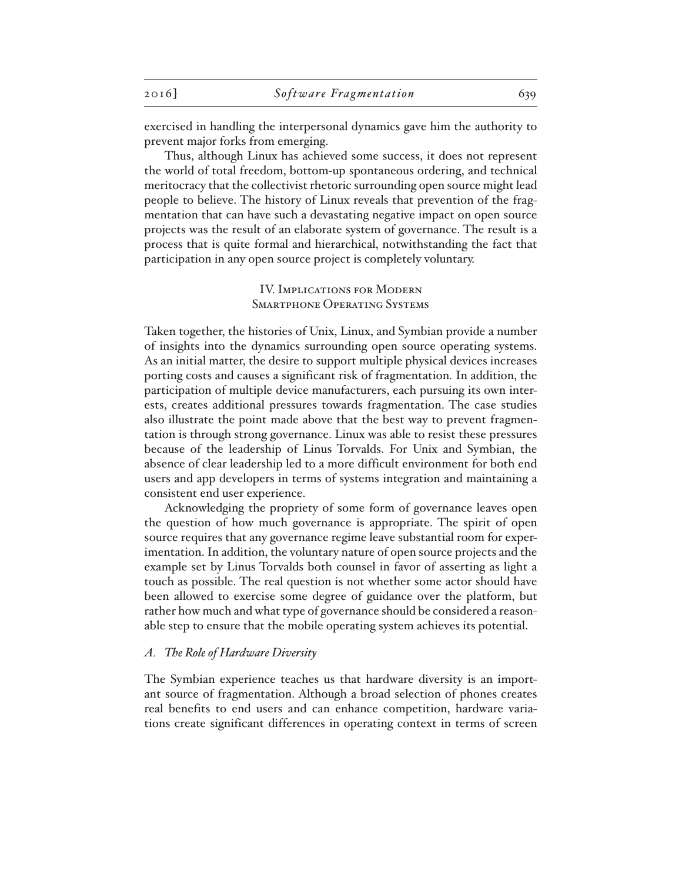exercised in handling the interpersonal dynamics gave him the authority to prevent major forks from emerging.

Thus, although Linux has achieved some success, it does not represent the world of total freedom, bottom-up spontaneous ordering, and technical meritocracy that the collectivist rhetoric surrounding open source might lead people to believe. The history of Linux reveals that prevention of the fragmentation that can have such a devastating negative impact on open source projects was the result of an elaborate system of governance. The result is a process that is quite formal and hierarchical, notwithstanding the fact that participation in any open source project is completely voluntary.

## IV. Implications for Modern Smartphone Operating Systems

Taken together, the histories of Unix, Linux, and Symbian provide a number of insights into the dynamics surrounding open source operating systems. As an initial matter, the desire to support multiple physical devices increases porting costs and causes a significant risk of fragmentation. In addition, the participation of multiple device manufacturers, each pursuing its own interests, creates additional pressures towards fragmentation. The case studies also illustrate the point made above that the best way to prevent fragmentation is through strong governance. Linux was able to resist these pressures because of the leadership of Linus Torvalds. For Unix and Symbian, the absence of clear leadership led to a more difficult environment for both end users and app developers in terms of systems integration and maintaining a consistent end user experience.

Acknowledging the propriety of some form of governance leaves open the question of how much governance is appropriate. The spirit of open source requires that any governance regime leave substantial room for experimentation. In addition, the voluntary nature of open source projects and the example set by Linus Torvalds both counsel in favor of asserting as light a touch as possible. The real question is not whether some actor should have been allowed to exercise some degree of guidance over the platform, but rather how much and what type of governance should be considered a reasonable step to ensure that the mobile operating system achieves its potential.

### *A. The Role of Hardware Diversity*

The Symbian experience teaches us that hardware diversity is an important source of fragmentation. Although a broad selection of phones creates real benefits to end users and can enhance competition, hardware variations create significant differences in operating context in terms of screen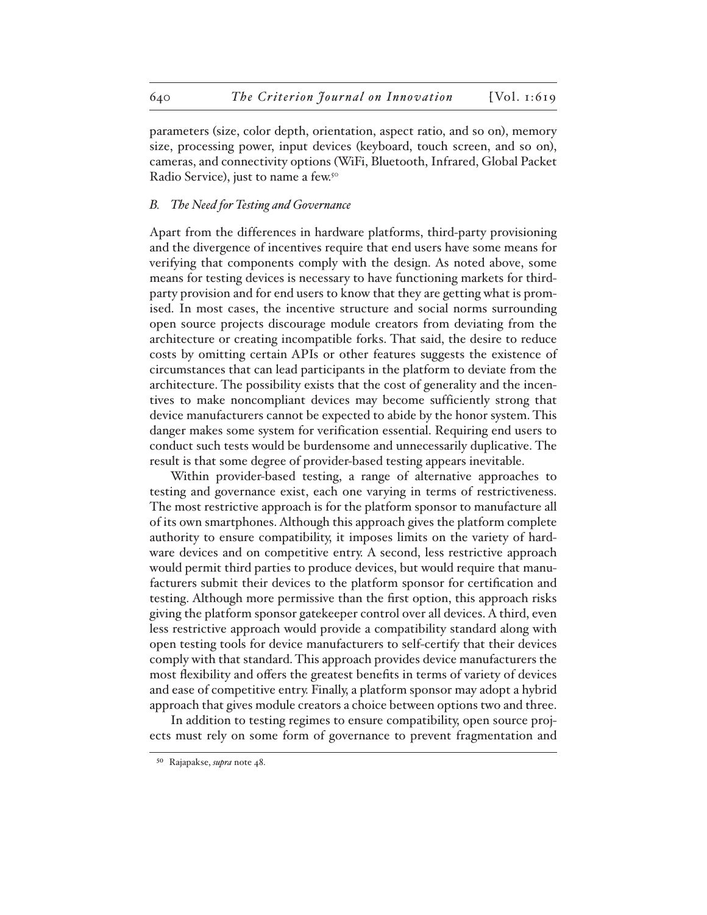parameters (size, color depth, orientation, aspect ratio, and so on), memory size, processing power, input devices (keyboard, touch screen, and so on), cameras, and connectivity options (WiFi, Bluetooth, Infrared, Global Packet Radio Service), just to name a few.[50]

### *B. The Need for Testing and Governance*

Apart from the differences in hardware platforms, third-party provisioning and the divergence of incentives require that end users have some means for verifying that components comply with the design. As noted above, some means for testing devices is necessary to have functioning markets for third-party provision and for end users to know that they are getting what is promised. In most cases, the incentive structure and social norms surrounding open source projects discourage module creators from deviating from the architecture or creating incompatible forks. That said, the desire to reduce costs by omitting certain APIs or other features suggests the existence of circumstances that can lead participants in the platform to deviate from the architecture. The possibility exists that the cost of generality and the incentives to make noncompliant devices may become sufficiently strong that device manufacturers cannot be expected to abide by the honor system. This danger makes some system for verification essential. Requiring end users to conduct such tests would be burdensome and unnecessarily duplicative. The result is that some degree of provider-based testing appears inevitable.

Within provider-based testing, a range of alternative approaches to testing and governance exist, each one varying in terms of restrictiveness. The most restrictive approach is for the platform sponsor to manufacture all of its own smartphones. Although this approach gives the platform complete authority to ensure compatibility, it imposes limits on the variety of hardware devices and on competitive entry. A second, less restrictive approach would permit third parties to produce devices, but would require that manufacturers submit their devices to the platform sponsor for certification and testing. Although more permissive than the first option, this approach risks giving the platform sponsor gatekeeper control over all devices. A third, even less restrictive approach would provide a compatibility standard along with open testing tools for device manufacturers to self-certify that their devices comply with that standard. This approach provides device manufacturers the most flexibility and offers the greatest benefits in terms of variety of devices and ease of competitive entry. Finally, a platform sponsor may adopt a hybrid approach that gives module creators a choice between options two and three.

In addition to testing regimes to ensure compatibility, open source projects must rely on some form of governance to prevent fragmentation and

---

[50] Rajapakse, *supra* note 48.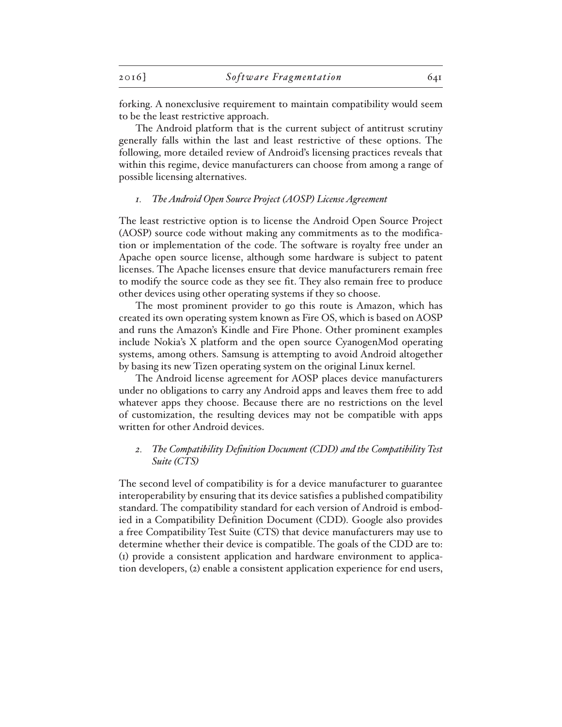forking. A nonexclusive requirement to maintain compatibility would seem to be the least restrictive approach.

The Android platform that is the current subject of antitrust scrutiny generally falls within the last and least restrictive of these options. The following, more detailed review of Android's licensing practices reveals that within this regime, device manufacturers can choose from among a range of possible licensing alternatives.

### *1. The Android Open Source Project (AOSP) License Agreement*

The least restrictive option is to license the Android Open Source Project (AOSP) source code without making any commitments as to the modification or implementation of the code. The software is royalty free under an Apache open source license, although some hardware is subject to patent licenses. The Apache licenses ensure that device manufacturers remain free to modify the source code as they see fit. They also remain free to produce other devices using other operating systems if they so choose.

The most prominent provider to go this route is Amazon, which has created its own operating system known as Fire OS, which is based on AOSP and runs the Amazon's Kindle and Fire Phone. Other prominent examples include Nokia's X platform and the open source CyanogenMod operating systems, among others. Samsung is attempting to avoid Android altogether by basing its new Tizen operating system on the original Linux kernel.

The Android license agreement for AOSP places device manufacturers under no obligations to carry any Android apps and leaves them free to add whatever apps they choose. Because there are no restrictions on the level of customization, the resulting devices may not be compatible with apps written for other Android devices.

### *2. The Compatibility Definition Document (CDD) and the Compatibility Test Suite (CTS)*

The second level of compatibility is for a device manufacturer to guarantee interoperability by ensuring that its device satisfies a published compatibility standard. The compatibility standard for each version of Android is embodied in a Compatibility Definition Document (CDD). Google also provides a free Compatibility Test Suite (CTS) that device manufacturers may use to determine whether their device is compatible. The goals of the CDD are to: (1) provide a consistent application and hardware environment to application developers, (2) enable a consistent application experience for end users,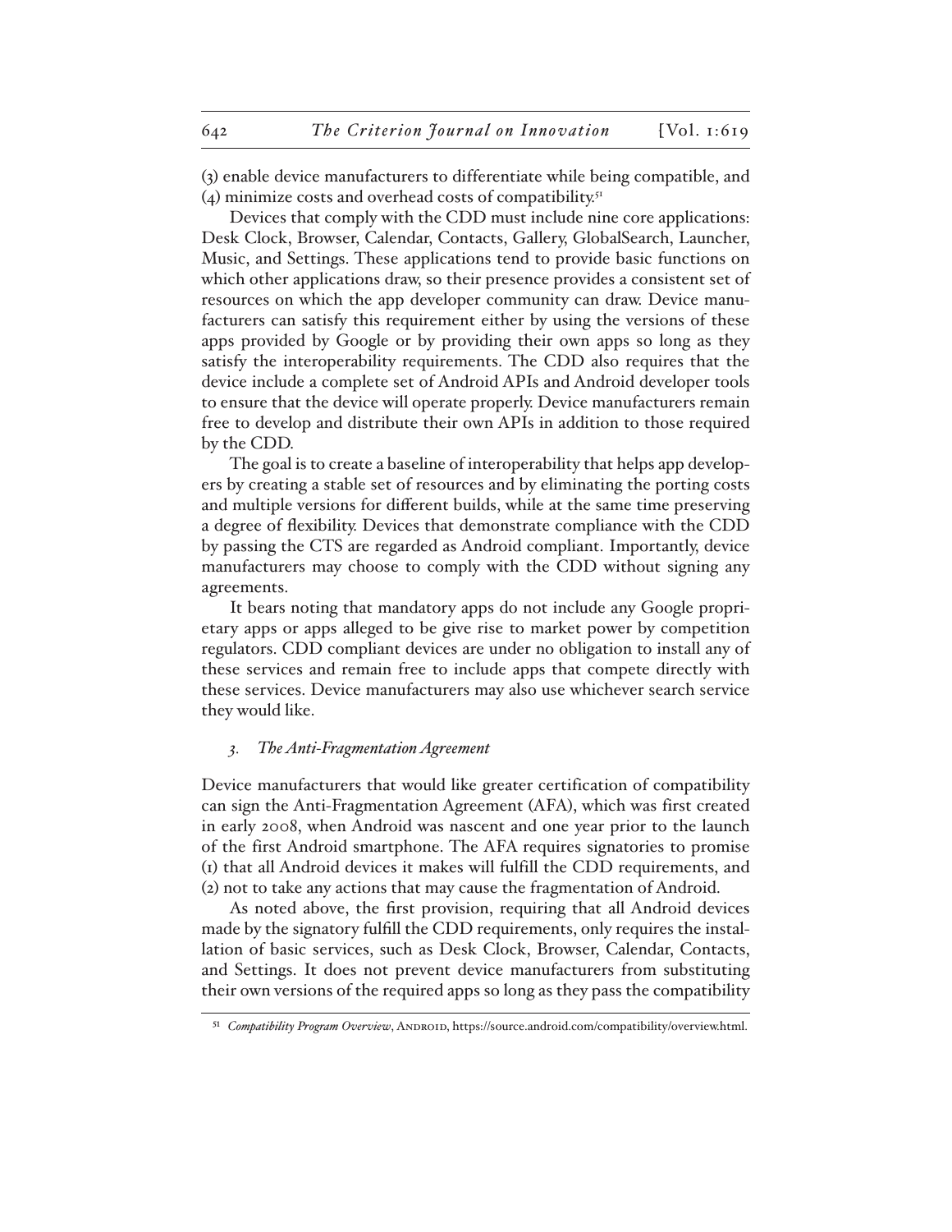(3) enable device manufacturers to differentiate while being compatible, and (4) minimize costs and overhead costs of compatibility.[51]

Devices that comply with the CDD must include nine core applications: Desk Clock, Browser, Calendar, Contacts, Gallery, GlobalSearch, Launcher, Music, and Settings. These applications tend to provide basic functions on which other applications draw, so their presence provides a consistent set of resources on which the app developer community can draw. Device manufacturers can satisfy this requirement either by using the versions of these apps provided by Google or by providing their own apps so long as they satisfy the interoperability requirements. The CDD also requires that the device include a complete set of Android APIs and Android developer tools to ensure that the device will operate properly. Device manufacturers remain free to develop and distribute their own APIs in addition to those required by the CDD.

The goal is to create a baseline of interoperability that helps app developers by creating a stable set of resources and by eliminating the porting costs and multiple versions for different builds, while at the same time preserving a degree of flexibility. Devices that demonstrate compliance with the CDD by passing the CTS are regarded as Android compliant. Importantly, device manufacturers may choose to comply with the CDD without signing any agreements.

It bears noting that mandatory apps do not include any Google proprietary apps or apps alleged to be give rise to market power by competition regulators. CDD compliant devices are under no obligation to install any of these services and remain free to include apps that compete directly with these services. Device manufacturers may also use whichever search service they would like.

### *3. The Anti-Fragmentation Agreement*

Device manufacturers that would like greater certification of compatibility can sign the Anti-Fragmentation Agreement (AFA), which was first created in early 2008, when Android was nascent and one year prior to the launch of the first Android smartphone. The AFA requires signatories to promise (1) that all Android devices it makes will fulfill the CDD requirements, and (2) not to take any actions that may cause the fragmentation of Android.

As noted above, the first provision, requiring that all Android devices made by the signatory fulfill the CDD requirements, only requires the installation of basic services, such as Desk Clock, Browser, Calendar, Contacts, and Settings. It does not prevent device manufacturers from substituting their own versions of the required apps so long as they pass the compatibility

[51] *Compatibility Program Overview*, Android, https://source.android.com/compatibility/overview.html.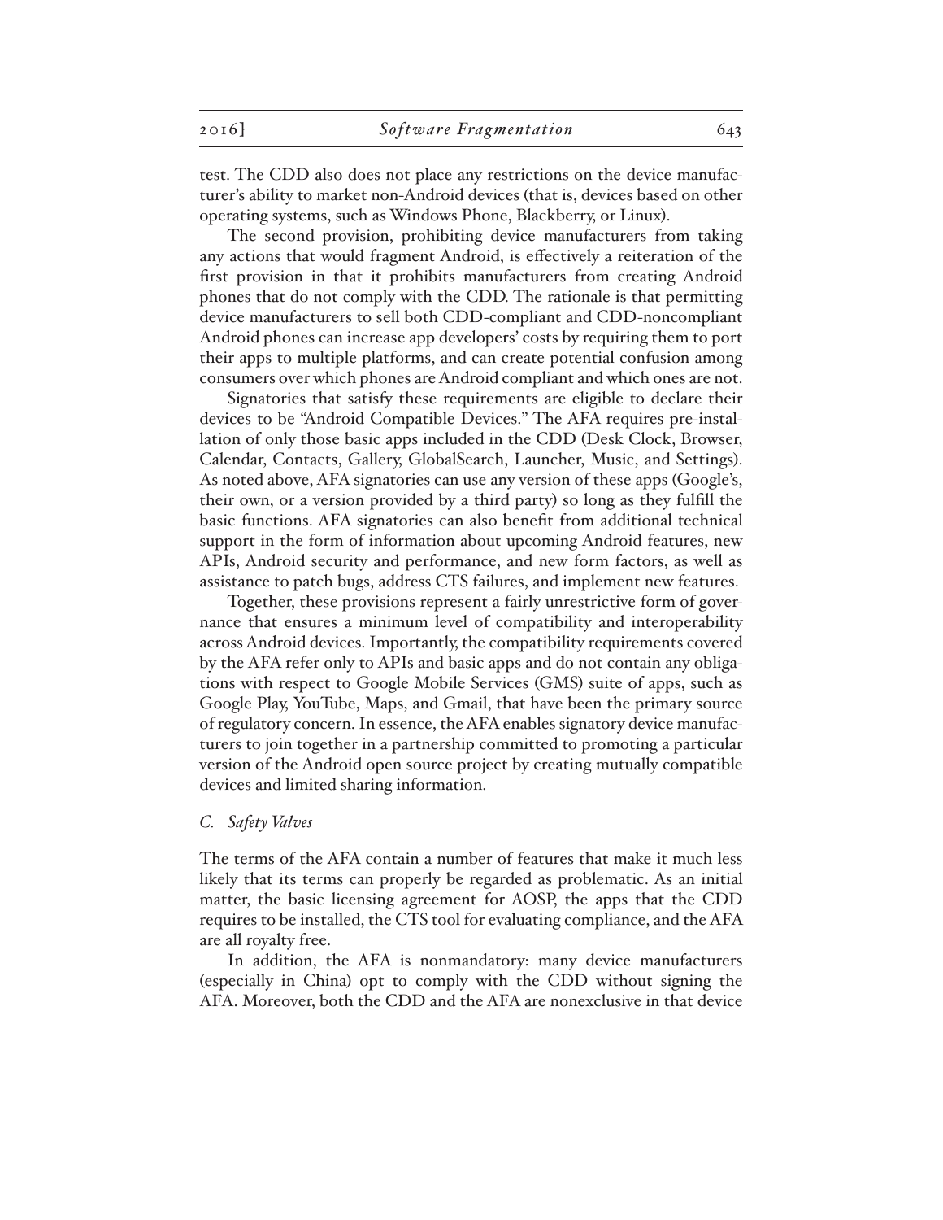test. The CDD also does not place any restrictions on the device manufacturer's ability to market non-Android devices (that is, devices based on other operating systems, such as Windows Phone, Blackberry, or Linux).

The second provision, prohibiting device manufacturers from taking any actions that would fragment Android, is effectively a reiteration of the first provision in that it prohibits manufacturers from creating Android phones that do not comply with the CDD. The rationale is that permitting device manufacturers to sell both CDD-compliant and CDD-noncompliant Android phones can increase app developers' costs by requiring them to port their apps to multiple platforms, and can create potential confusion among consumers over which phones are Android compliant and which ones are not.

Signatories that satisfy these requirements are eligible to declare their devices to be "Android Compatible Devices." The AFA requires pre-installation of only those basic apps included in the CDD (Desk Clock, Browser, Calendar, Contacts, Gallery, GlobalSearch, Launcher, Music, and Settings). As noted above, AFA signatories can use any version of these apps (Google's, their own, or a version provided by a third party) so long as they fulfill the basic functions. AFA signatories can also benefit from additional technical support in the form of information about upcoming Android features, new APIs, Android security and performance, and new form factors, as well as assistance to patch bugs, address CTS failures, and implement new features.

Together, these provisions represent a fairly unrestrictive form of governance that ensures a minimum level of compatibility and interoperability across Android devices. Importantly, the compatibility requirements covered by the AFA refer only to APIs and basic apps and do not contain any obligations with respect to Google Mobile Services (GMS) suite of apps, such as Google Play, YouTube, Maps, and Gmail, that have been the primary source of regulatory concern. In essence, the AFA enables signatory device manufacturers to join together in a partnership committed to promoting a particular version of the Android open source project by creating mutually compatible devices and limited sharing information.

### *C. Safety Valves*

The terms of the AFA contain a number of features that make it much less likely that its terms can properly be regarded as problematic. As an initial matter, the basic licensing agreement for AOSP, the apps that the CDD requires to be installed, the CTS tool for evaluating compliance, and the AFA are all royalty free.

In addition, the AFA is nonmandatory: many device manufacturers (especially in China) opt to comply with the CDD without signing the AFA. Moreover, both the CDD and the AFA are nonexclusive in that device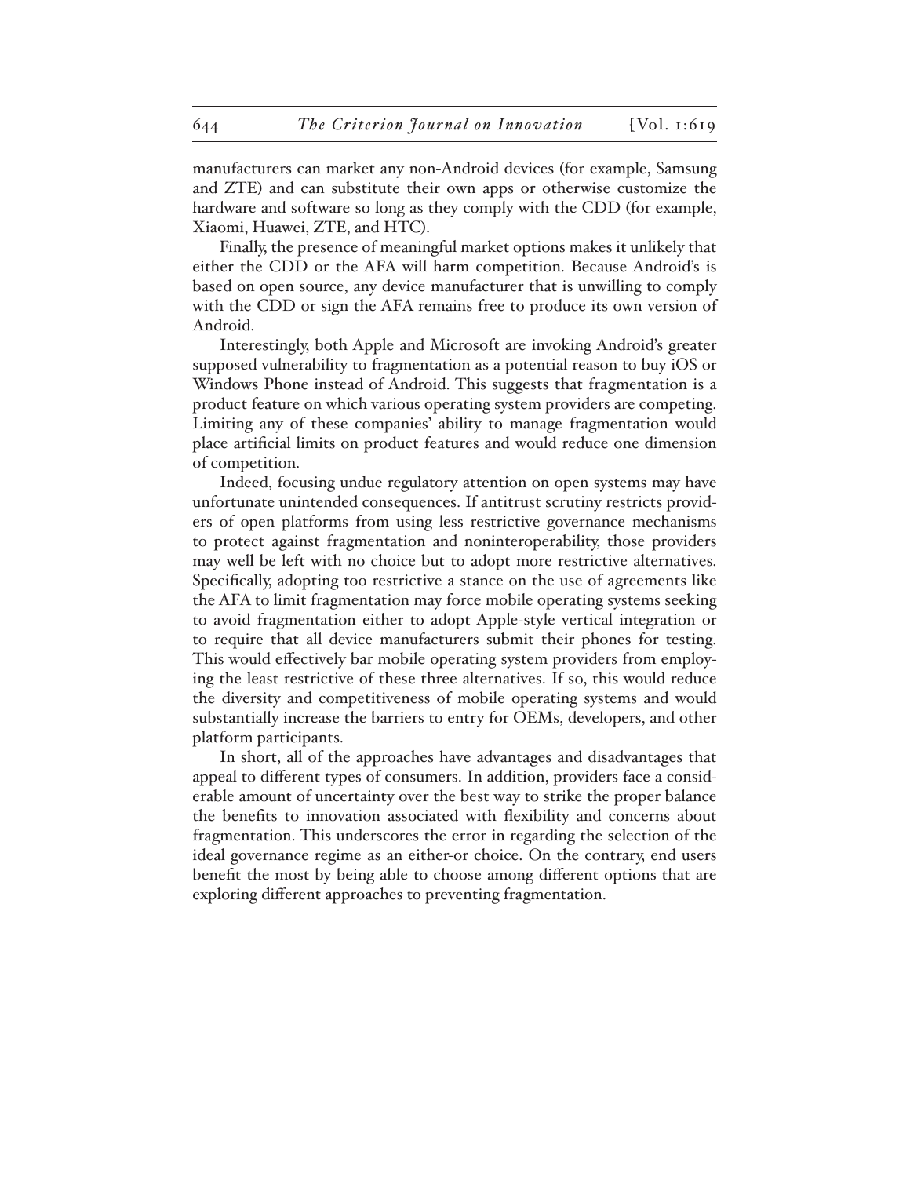manufacturers can market any non-Android devices (for example, Samsung and ZTE) and can substitute their own apps or otherwise customize the hardware and software so long as they comply with the CDD (for example, Xiaomi, Huawei, ZTE, and HTC).

Finally, the presence of meaningful market options makes it unlikely that either the CDD or the AFA will harm competition. Because Android's is based on open source, any device manufacturer that is unwilling to comply with the CDD or sign the AFA remains free to produce its own version of Android.

Interestingly, both Apple and Microsoft are invoking Android's greater supposed vulnerability to fragmentation as a potential reason to buy iOS or Windows Phone instead of Android. This suggests that fragmentation is a product feature on which various operating system providers are competing. Limiting any of these companies' ability to manage fragmentation would place artificial limits on product features and would reduce one dimension of competition.

Indeed, focusing undue regulatory attention on open systems may have unfortunate unintended consequences. If antitrust scrutiny restricts providers of open platforms from using less restrictive governance mechanisms to protect against fragmentation and noninteroperability, those providers may well be left with no choice but to adopt more restrictive alternatives. Specifically, adopting too restrictive a stance on the use of agreements like the AFA to limit fragmentation may force mobile operating systems seeking to avoid fragmentation either to adopt Apple-style vertical integration or to require that all device manufacturers submit their phones for testing. This would effectively bar mobile operating system providers from employing the least restrictive of these three alternatives. If so, this would reduce the diversity and competitiveness of mobile operating systems and would substantially increase the barriers to entry for OEMs, developers, and other platform participants.

In short, all of the approaches have advantages and disadvantages that appeal to different types of consumers. In addition, providers face a considerable amount of uncertainty over the best way to strike the proper balance the benefits to innovation associated with flexibility and concerns about fragmentation. This underscores the error in regarding the selection of the ideal governance regime as an either-or choice. On the contrary, end users benefit the most by being able to choose among different options that are exploring different approaches to preventing fragmentation.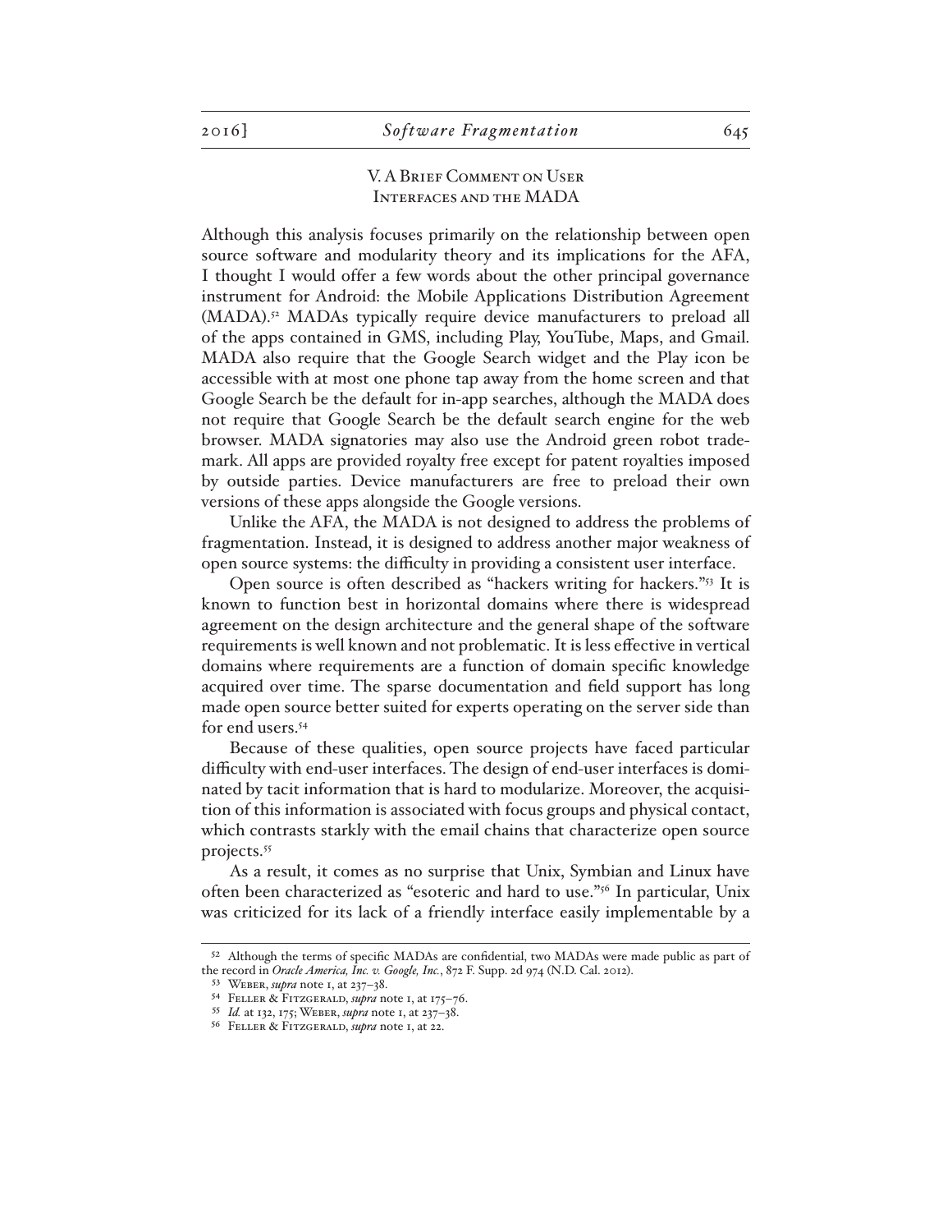## V. A Brief Comment on User Interfaces and the MADA

Although this analysis focuses primarily on the relationship between open source software and modularity theory and its implications for the AFA, I thought I would offer a few words about the other principal governance instrument for Android: the Mobile Applications Distribution Agreement (MADA).[52] MADAs typically require device manufacturers to preload all of the apps contained in GMS, including Play, YouTube, Maps, and Gmail. MADA also require that the Google Search widget and the Play icon be accessible with at most one phone tap away from the home screen and that Google Search be the default for in-app searches, although the MADA does not require that Google Search be the default search engine for the web browser. MADA signatories may also use the Android green robot trademark. All apps are provided royalty free except for patent royalties imposed by outside parties. Device manufacturers are free to preload their own versions of these apps alongside the Google versions.

Unlike the AFA, the MADA is not designed to address the problems of fragmentation. Instead, it is designed to address another major weakness of open source systems: the difficulty in providing a consistent user interface.

Open source is often described as "hackers writing for hackers."[53] It is known to function best in horizontal domains where there is widespread agreement on the design architecture and the general shape of the software requirements is well known and not problematic. It is less effective in vertical domains where requirements are a function of domain specific knowledge acquired over time. The sparse documentation and field support has long made open source better suited for experts operating on the server side than for end users.[54]

Because of these qualities, open source projects have faced particular difficulty with end-user interfaces. The design of end-user interfaces is dominated by tacit information that is hard to modularize. Moreover, the acquisition of this information is associated with focus groups and physical contact, which contrasts starkly with the email chains that characterize open source projects.[55]

As a result, it comes as no surprise that Unix, Symbian and Linux have often been characterized as "esoteric and hard to use."[56] In particular, Unix was criticized for its lack of a friendly interface easily implementable by a

---

[52] Although the terms of specific MADAs are confidential, two MADAs were made public as part of the record in *Oracle America, Inc. v. Google, Inc.*, 872 F. Supp. 2d 974 (N.D. Cal. 2012).

[53] Weber, *supra* note 1, at 237–38.

[54] Feller & Fitzgerald, *supra* note 1, at 175–76.

[55] *Id.* at 132, 175; Weber, *supra* note 1, at 237–38.

[56] Feller & Fitzgerald, *supra* note 1, at 22.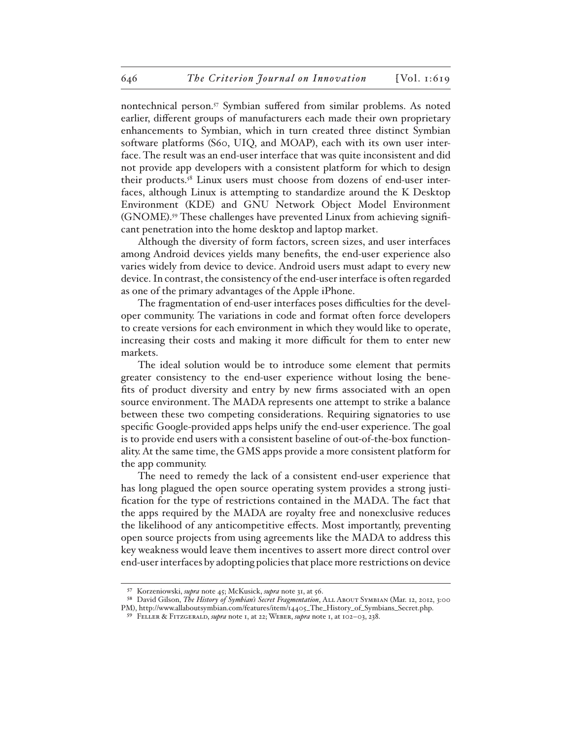nontechnical person.[57] Symbian suffered from similar problems. As noted earlier, different groups of manufacturers each made their own proprietary enhancements to Symbian, which in turn created three distinct Symbian software platforms (S60, UIQ, and MOAP), each with its own user interface. The result was an end-user interface that was quite inconsistent and did not provide app developers with a consistent platform for which to design their products.[58] Linux users must choose from dozens of end-user interfaces, although Linux is attempting to standardize around the K Desktop Environment (KDE) and GNU Network Object Model Environment (GNOME).[59] These challenges have prevented Linux from achieving significant penetration into the home desktop and laptop market.

Although the diversity of form factors, screen sizes, and user interfaces among Android devices yields many benefits, the end-user experience also varies widely from device to device. Android users must adapt to every new device. In contrast, the consistency of the end-user interface is often regarded as one of the primary advantages of the Apple iPhone.

The fragmentation of end-user interfaces poses difficulties for the developer community. The variations in code and format often force developers to create versions for each environment in which they would like to operate, increasing their costs and making it more difficult for them to enter new markets.

The ideal solution would be to introduce some element that permits greater consistency to the end-user experience without losing the benefits of product diversity and entry by new firms associated with an open source environment. The MADA represents one attempt to strike a balance between these two competing considerations. Requiring signatories to use specific Google-provided apps helps unify the end-user experience. The goal is to provide end users with a consistent baseline of out-of-the-box functionality. At the same time, the GMS apps provide a more consistent platform for the app community.

The need to remedy the lack of a consistent end-user experience that has long plagued the open source operating system provides a strong justification for the type of restrictions contained in the MADA. The fact that the apps required by the MADA are royalty free and nonexclusive reduces the likelihood of any anticompetitive effects. Most importantly, preventing open source projects from using agreements like the MADA to address this key weakness would leave them incentives to assert more direct control over end-user interfaces by adopting policies that place more restrictions on device

[57] Korzeniowski, *supra* note 45; McKusick, *supra* note 31, at 56.

[58] David Gilson, *The History of Symbian's Secret Fragmentation*, All About Symbian (Mar. 12, 2012, 3:00 PM), http://www.allaboutsymbian.com/features/item/14405_The_History_of_Symbians_Secret.php.

[59] Feller & Fitzgerald, *supra* note 1, at 22; Weber, *supra* note 1, at 102–03, 238.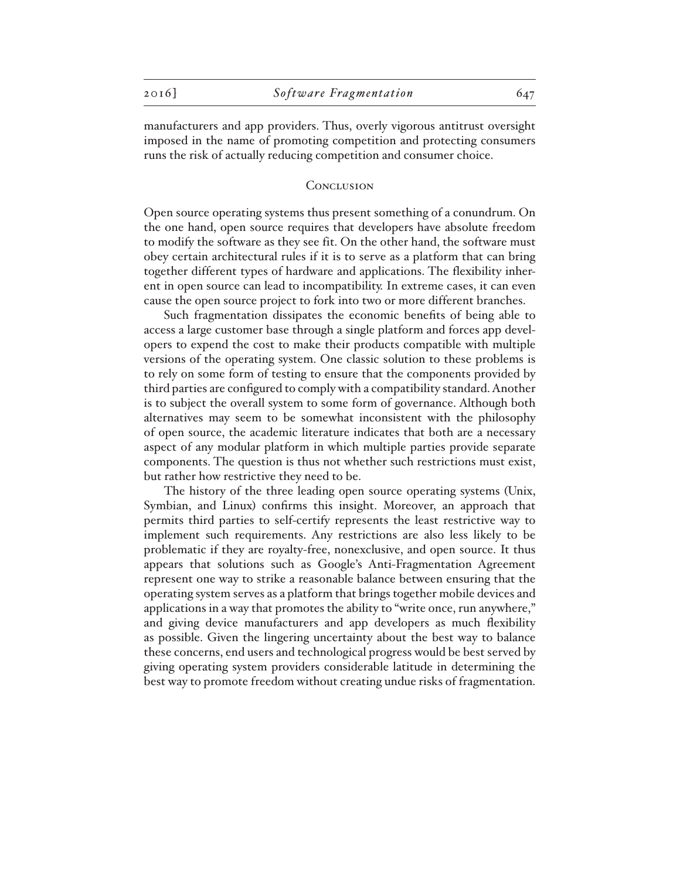manufacturers and app providers. Thus, overly vigorous antitrust oversight imposed in the name of promoting competition and protecting consumers runs the risk of actually reducing competition and consumer choice.

## Conclusion

Open source operating systems thus present something of a conundrum. On the one hand, open source requires that developers have absolute freedom to modify the software as they see fit. On the other hand, the software must obey certain architectural rules if it is to serve as a platform that can bring together different types of hardware and applications. The flexibility inherent in open source can lead to incompatibility. In extreme cases, it can even cause the open source project to fork into two or more different branches.

Such fragmentation dissipates the economic benefits of being able to access a large customer base through a single platform and forces app developers to expend the cost to make their products compatible with multiple versions of the operating system. One classic solution to these problems is to rely on some form of testing to ensure that the components provided by third parties are configured to comply with a compatibility standard. Another is to subject the overall system to some form of governance. Although both alternatives may seem to be somewhat inconsistent with the philosophy of open source, the academic literature indicates that both are a necessary aspect of any modular platform in which multiple parties provide separate components. The question is thus not whether such restrictions must exist, but rather how restrictive they need to be.

The history of the three leading open source operating systems (Unix, Symbian, and Linux) confirms this insight. Moreover, an approach that permits third parties to self-certify represents the least restrictive way to implement such requirements. Any restrictions are also less likely to be problematic if they are royalty-free, nonexclusive, and open source. It thus appears that solutions such as Google's Anti-Fragmentation Agreement represent one way to strike a reasonable balance between ensuring that the operating system serves as a platform that brings together mobile devices and applications in a way that promotes the ability to "write once, run anywhere," and giving device manufacturers and app developers as much flexibility as possible. Given the lingering uncertainty about the best way to balance these concerns, end users and technological progress would be best served by giving operating system providers considerable latitude in determining the best way to promote freedom without creating undue risks of fragmentation.